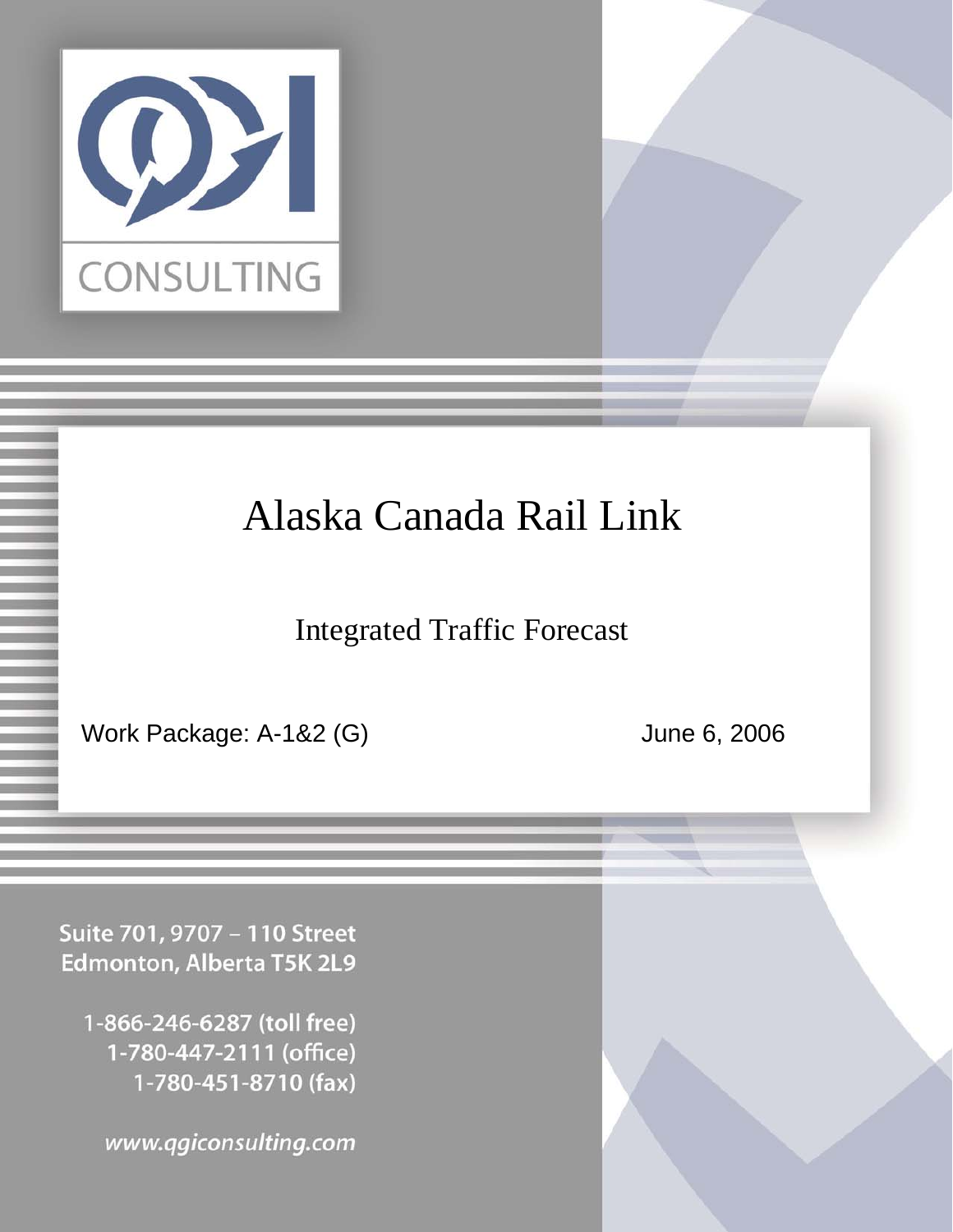QGI

CONSULTING

# Alaska Canada Rail Link

## Integrated Traffic Forecast

Work Package: A-1&2 (G)

June 6, 2006

Suite 701, 9707 – 110 Street
Edmonton, Alberta T5K 2L9

1-866-246-6287 (toll free)
1-780-447-2111 (office)
1-780-451-8710 (fax)

www.qgiconsulting.com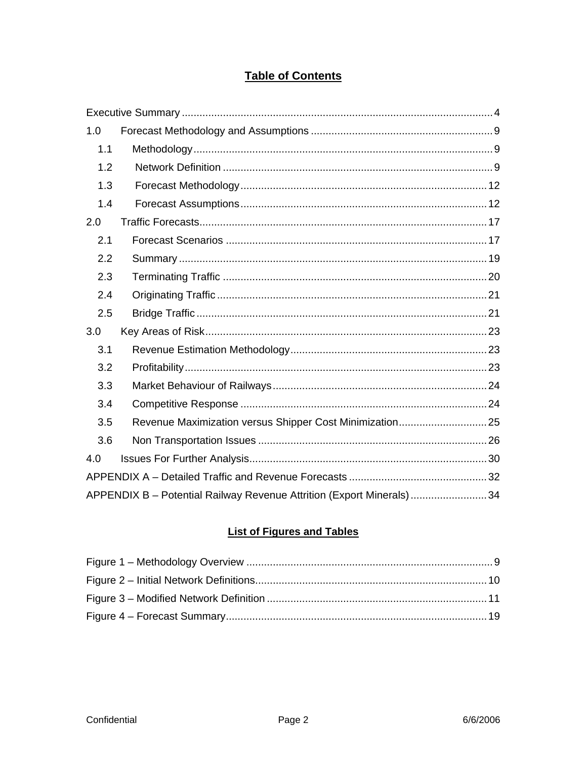# Table of Contents

Executive Summary ........................................................................................................ 4

1.0 Forecast Methodology and Assumptions ............................................................. 9

- 1.1 Methodology ...................................................................................................... 9
- 1.2 Network Definition ........................................................................................... 9
- 1.3 Forecast Methodology .................................................................................... 12
- 1.4 Forecast Assumptions .................................................................................... 12

2.0 Traffic Forecasts ................................................................................................. 17

- 2.1 Forecast Scenarios ......................................................................................... 17
- 2.2 Summary ......................................................................................................... 19
- 2.3 Terminating Traffic .......................................................................................... 20
- 2.4 Originating Traffic ........................................................................................... 21
- 2.5 Bridge Traffic .................................................................................................. 21

3.0 Key Areas of Risk ............................................................................................... 23

- 3.1 Revenue Estimation Methodology ................................................................... 23
- 3.2 Profitability ...................................................................................................... 23
- 3.3 Market Behaviour of Railways ......................................................................... 24
- 3.4 Competitive Response .................................................................................... 24
- 3.5 Revenue Maximization versus Shipper Cost Minimization .............................. 25
- 3.6 Non Transportation Issues .............................................................................. 26

4.0 Issues For Further Analysis ................................................................................. 30

APPENDIX A – Detailed Traffic and Revenue Forecasts ............................................... 32

APPENDIX B – Potential Railway Revenue Attrition (Export Minerals) .......................... 34

## List of Figures and Tables

Figure 1 – Methodology Overview ................................................................................... 9

Figure 2 – Initial Network Definitions .............................................................................. 10

Figure 3 – Modified Network Definition ........................................................................... 11

Figure 4 – Forecast Summary ........................................................................................ 19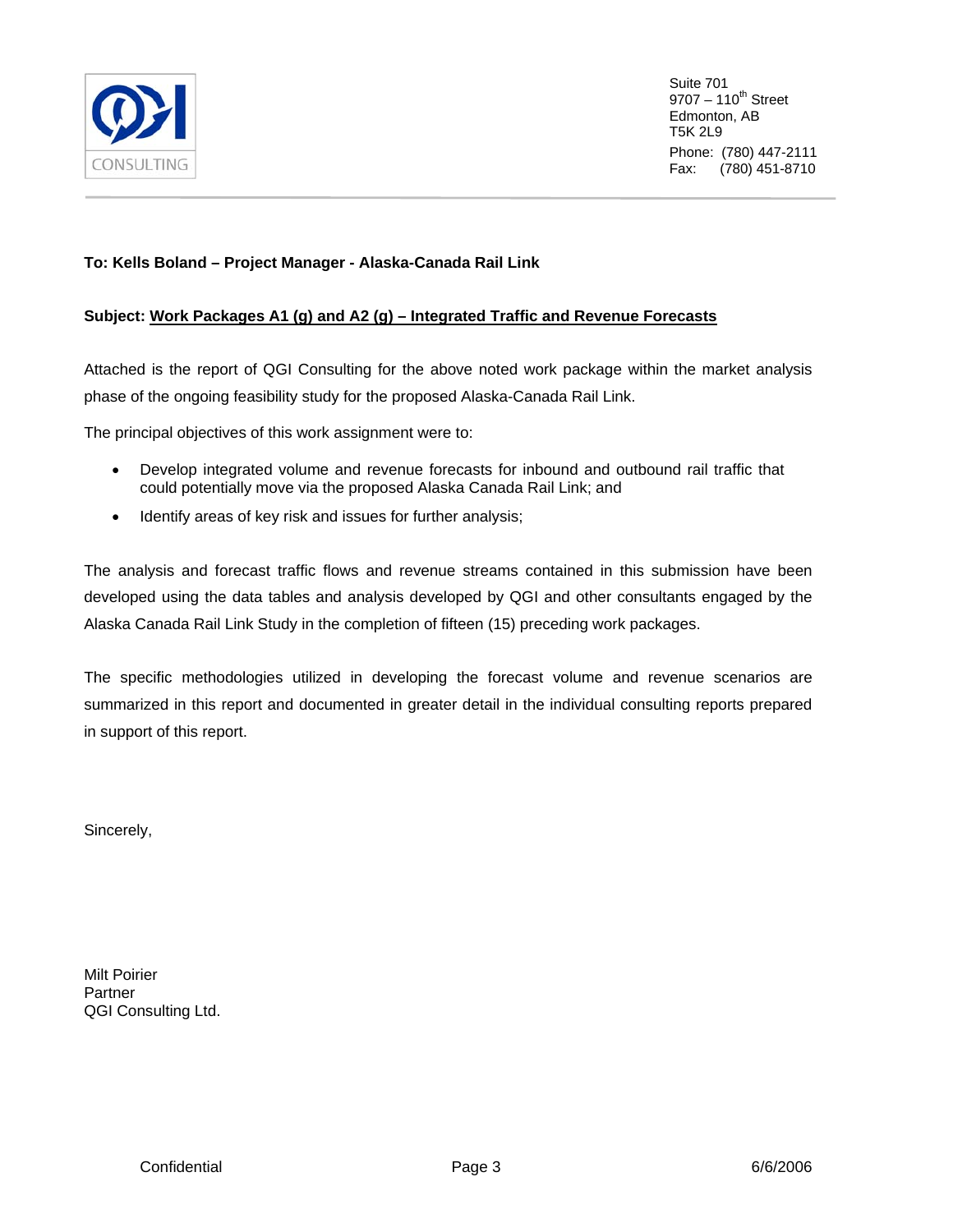QGI CONSULTING

Suite 701
9707 – 110th Street
Edmonton, AB
T5K 2L9
Phone: (780) 447-2111
Fax: (780) 451-8710

**To: Kells Boland – Project Manager - Alaska-Canada Rail Link**

**Subject: <u>Work Packages A1 (g) and A2 (g) – Integrated Traffic and Revenue Forecasts</u>**

Attached is the report of QGI Consulting for the above noted work package within the market analysis phase of the ongoing feasibility study for the proposed Alaska-Canada Rail Link.

The principal objectives of this work assignment were to:

- Develop integrated volume and revenue forecasts for inbound and outbound rail traffic that could potentially move via the proposed Alaska Canada Rail Link; and
- Identify areas of key risk and issues for further analysis;

The analysis and forecast traffic flows and revenue streams contained in this submission have been developed using the data tables and analysis developed by QGI and other consultants engaged by the Alaska Canada Rail Link Study in the completion of fifteen (15) preceding work packages.

The specific methodologies utilized in developing the forecast volume and revenue scenarios are summarized in this report and documented in greater detail in the individual consulting reports prepared in support of this report.

Sincerely,

Milt Poirier
Partner
QGI Consulting Ltd.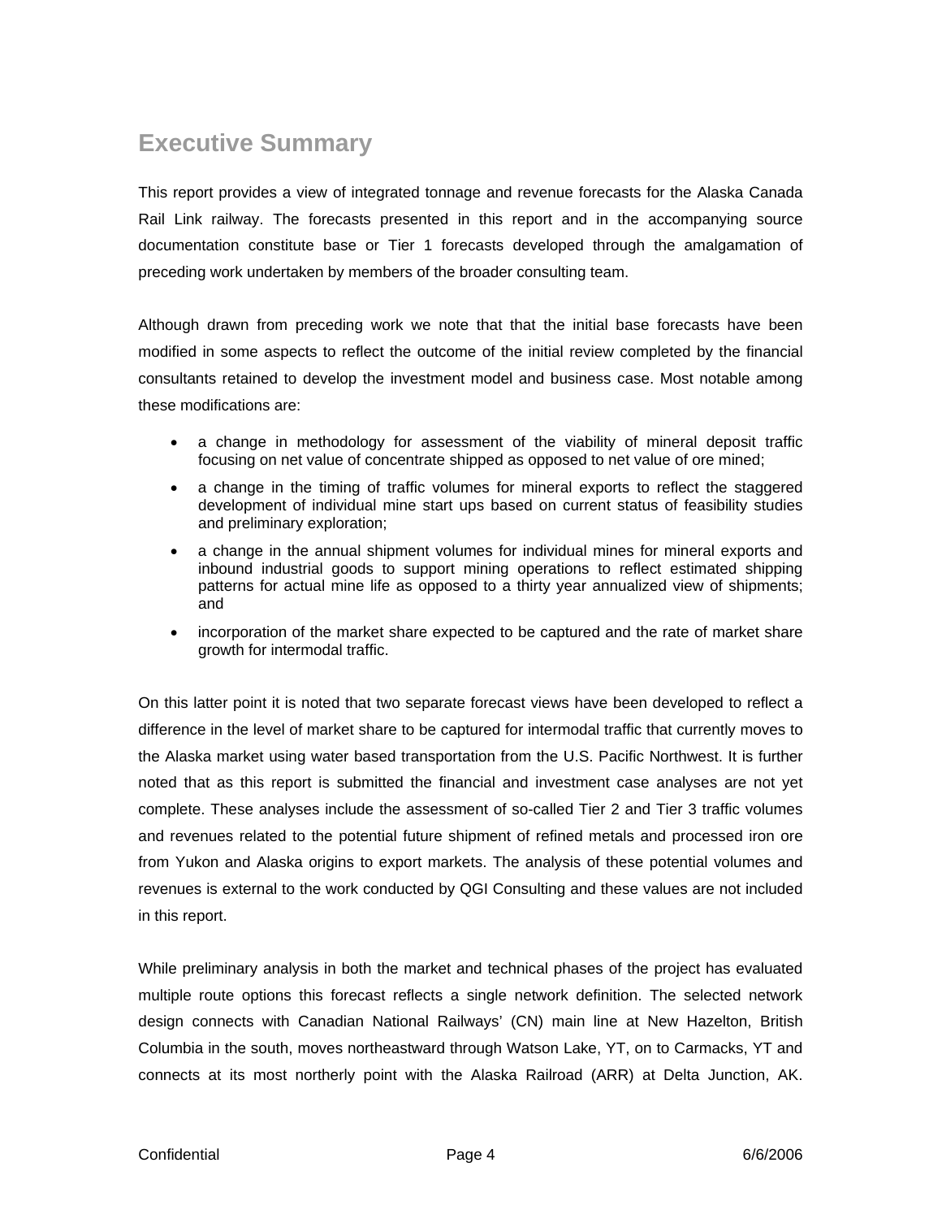# Executive Summary

This report provides a view of integrated tonnage and revenue forecasts for the Alaska Canada Rail Link railway. The forecasts presented in this report and in the accompanying source documentation constitute base or Tier 1 forecasts developed through the amalgamation of preceding work undertaken by members of the broader consulting team.

Although drawn from preceding work we note that that the initial base forecasts have been modified in some aspects to reflect the outcome of the initial review completed by the financial consultants retained to develop the investment model and business case. Most notable among these modifications are:

- a change in methodology for assessment of the viability of mineral deposit traffic focusing on net value of concentrate shipped as opposed to net value of ore mined;
- a change in the timing of traffic volumes for mineral exports to reflect the staggered development of individual mine start ups based on current status of feasibility studies and preliminary exploration;
- a change in the annual shipment volumes for individual mines for mineral exports and inbound industrial goods to support mining operations to reflect estimated shipping patterns for actual mine life as opposed to a thirty year annualized view of shipments; and
- incorporation of the market share expected to be captured and the rate of market share growth for intermodal traffic.

On this latter point it is noted that two separate forecast views have been developed to reflect a difference in the level of market share to be captured for intermodal traffic that currently moves to the Alaska market using water based transportation from the U.S. Pacific Northwest. It is further noted that as this report is submitted the financial and investment case analyses are not yet complete. These analyses include the assessment of so-called Tier 2 and Tier 3 traffic volumes and revenues related to the potential future shipment of refined metals and processed iron ore from Yukon and Alaska origins to export markets. The analysis of these potential volumes and revenues is external to the work conducted by QGI Consulting and these values are not included in this report.

While preliminary analysis in both the market and technical phases of the project has evaluated multiple route options this forecast reflects a single network definition. The selected network design connects with Canadian National Railways' (CN) main line at New Hazelton, British Columbia in the south, moves northeastward through Watson Lake, YT, on to Carmacks, YT and connects at its most northerly point with the Alaska Railroad (ARR) at Delta Junction, AK.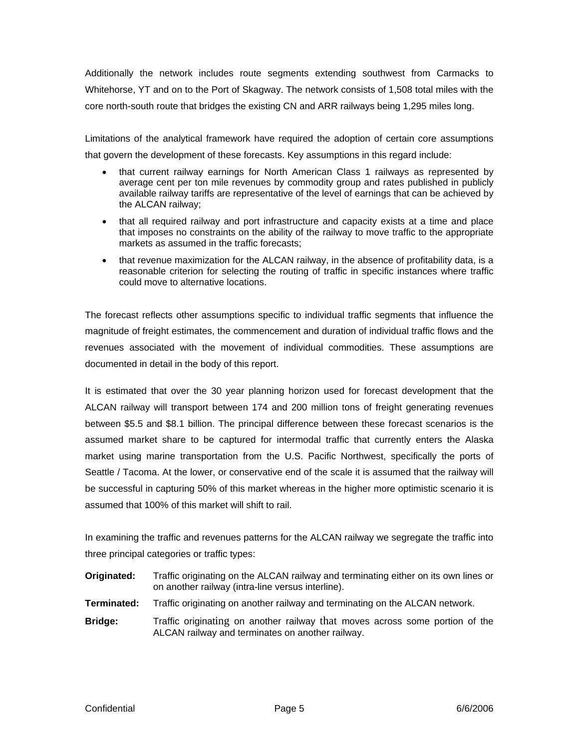Additionally the network includes route segments extending southwest from Carmacks to Whitehorse, YT and on to the Port of Skagway. The network consists of 1,508 total miles with the core north-south route that bridges the existing CN and ARR railways being 1,295 miles long.

Limitations of the analytical framework have required the adoption of certain core assumptions that govern the development of these forecasts. Key assumptions in this regard include:

- that current railway earnings for North American Class 1 railways as represented by average cent per ton mile revenues by commodity group and rates published in publicly available railway tariffs are representative of the level of earnings that can be achieved by the ALCAN railway;
- that all required railway and port infrastructure and capacity exists at a time and place that imposes no constraints on the ability of the railway to move traffic to the appropriate markets as assumed in the traffic forecasts;
- that revenue maximization for the ALCAN railway, in the absence of profitability data, is a reasonable criterion for selecting the routing of traffic in specific instances where traffic could move to alternative locations.

The forecast reflects other assumptions specific to individual traffic segments that influence the magnitude of freight estimates, the commencement and duration of individual traffic flows and the revenues associated with the movement of individual commodities. These assumptions are documented in detail in the body of this report.

It is estimated that over the 30 year planning horizon used for forecast development that the ALCAN railway will transport between 174 and 200 million tons of freight generating revenues between $5.5 and $8.1 billion. The principal difference between these forecast scenarios is the assumed market share to be captured for intermodal traffic that currently enters the Alaska market using marine transportation from the U.S. Pacific Northwest, specifically the ports of Seattle / Tacoma. At the lower, or conservative end of the scale it is assumed that the railway will be successful in capturing 50% of this market whereas in the higher more optimistic scenario it is assumed that 100% of this market will shift to rail.

In examining the traffic and revenues patterns for the ALCAN railway we segregate the traffic into three principal categories or traffic types:

**Originated:** Traffic originating on the ALCAN railway and terminating either on its own lines or on another railway (intra-line versus interline).

**Terminated:** Traffic originating on another railway and terminating on the ALCAN network.

**Bridge:** Traffic originating on another railway that moves across some portion of the ALCAN railway and terminates on another railway.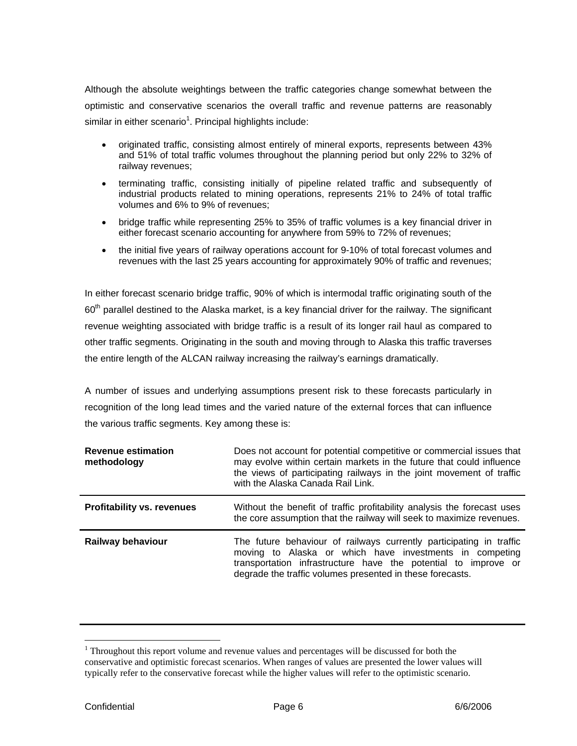Although the absolute weightings between the traffic categories change somewhat between the optimistic and conservative scenarios the overall traffic and revenue patterns are reasonably similar in either scenario[1]. Principal highlights include:

- originated traffic, consisting almost entirely of mineral exports, represents between 43% and 51% of total traffic volumes throughout the planning period but only 22% to 32% of railway revenues;
- terminating traffic, consisting initially of pipeline related traffic and subsequently of industrial products related to mining operations, represents 21% to 24% of total traffic volumes and 6% to 9% of revenues;
- bridge traffic while representing 25% to 35% of traffic volumes is a key financial driver in either forecast scenario accounting for anywhere from 59% to 72% of revenues;
- the initial five years of railway operations account for 9-10% of total forecast volumes and revenues with the last 25 years accounting for approximately 90% of traffic and revenues;

In either forecast scenario bridge traffic, 90% of which is intermodal traffic originating south of the 60th parallel destined to the Alaska market, is a key financial driver for the railway. The significant revenue weighting associated with bridge traffic is a result of its longer rail haul as compared to other traffic segments. Originating in the south and moving through to Alaska this traffic traverses the entire length of the ALCAN railway increasing the railway's earnings dramatically.

A number of issues and underlying assumptions present risk to these forecasts particularly in recognition of the long lead times and the varied nature of the external forces that can influence the various traffic segments. Key among these is:

| | |
|---|---|
| **Revenue estimation methodology** | Does not account for potential competitive or commercial issues that may evolve within certain markets in the future that could influence the views of participating railways in the joint movement of traffic with the Alaska Canada Rail Link. |
| **Profitability vs. revenues** | Without the benefit of traffic profitability analysis the forecast uses the core assumption that the railway will seek to maximize revenues. |
| **Railway behaviour** | The future behaviour of railways currently participating in traffic moving to Alaska or which have investments in competing transportation infrastructure have the potential to improve or degrade the traffic volumes presented in these forecasts. |

[1] Throughout this report volume and revenue values and percentages will be discussed for both the conservative and optimistic forecast scenarios. When ranges of values are presented the lower values will typically refer to the conservative forecast while the higher values will refer to the optimistic scenario.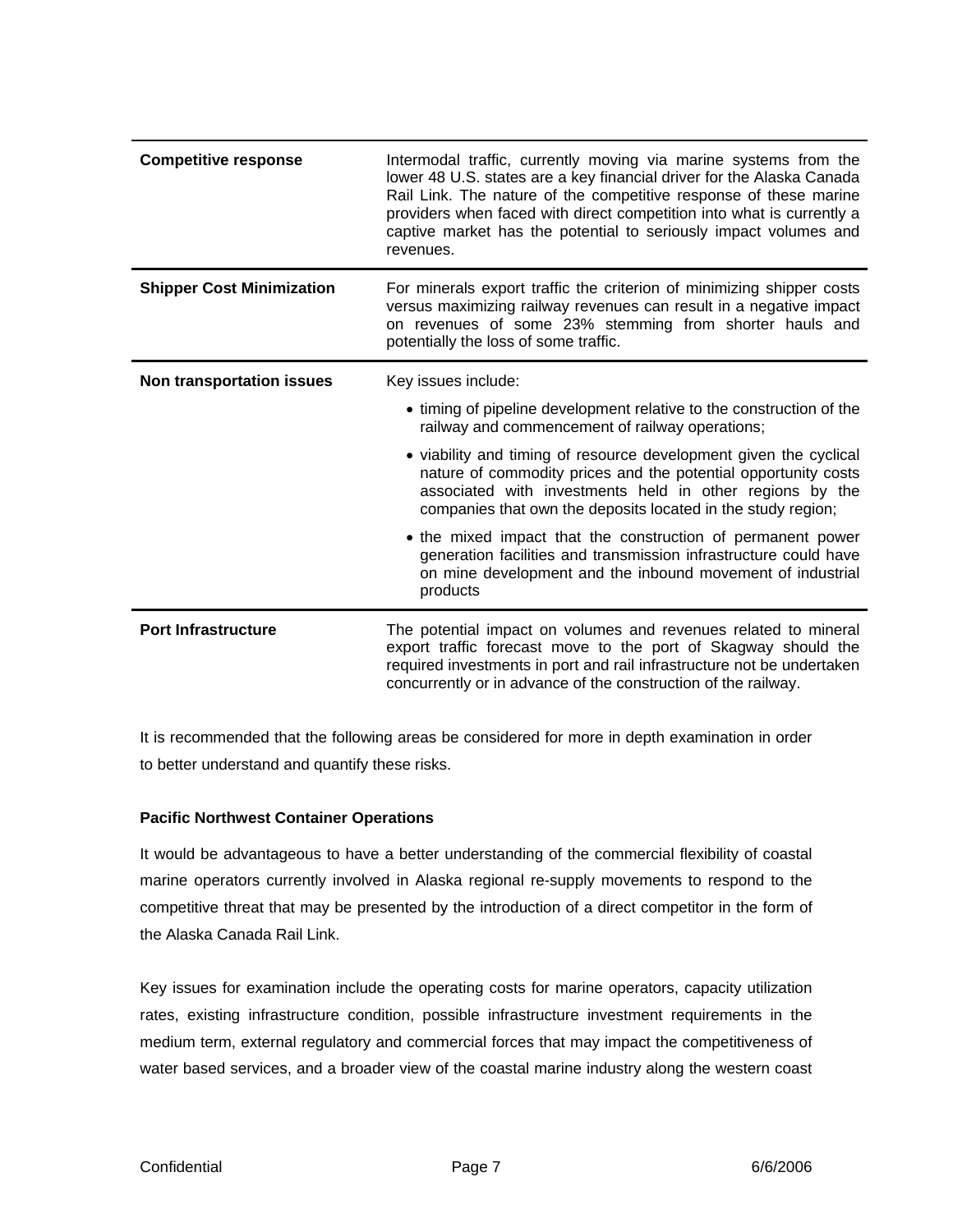| | |
|---|---|
| **Competitive response** | Intermodal traffic, currently moving via marine systems from the lower 48 U.S. states are a key financial driver for the Alaska Canada Rail Link. The nature of the competitive response of these marine providers when faced with direct competition into what is currently a captive market has the potential to seriously impact volumes and revenues. |
| **Shipper Cost Minimization** | For minerals export traffic the criterion of minimizing shipper costs versus maximizing railway revenues can result in a negative impact on revenues of some 23% stemming from shorter hauls and potentially the loss of some traffic. |
| **Non transportation issues** | Key issues include: <br>• timing of pipeline development relative to the construction of the railway and commencement of railway operations; <br>• viability and timing of resource development given the cyclical nature of commodity prices and the potential opportunity costs associated with investments held in other regions by the companies that own the deposits located in the study region; <br>• the mixed impact that the construction of permanent power generation facilities and transmission infrastructure could have on mine development and the inbound movement of industrial products |
| **Port Infrastructure** | The potential impact on volumes and revenues related to mineral export traffic forecast move to the port of Skagway should the required investments in port and rail infrastructure not be undertaken concurrently or in advance of the construction of the railway. |

It is recommended that the following areas be considered for more in depth examination in order to better understand and quantify these risks.

**Pacific Northwest Container Operations**

It would be advantageous to have a better understanding of the commercial flexibility of coastal marine operators currently involved in Alaska regional re-supply movements to respond to the competitive threat that may be presented by the introduction of a direct competitor in the form of the Alaska Canada Rail Link.

Key issues for examination include the operating costs for marine operators, capacity utilization rates, existing infrastructure condition, possible infrastructure investment requirements in the medium term, external regulatory and commercial forces that may impact the competitiveness of water based services, and a broader view of the coastal marine industry along the western coast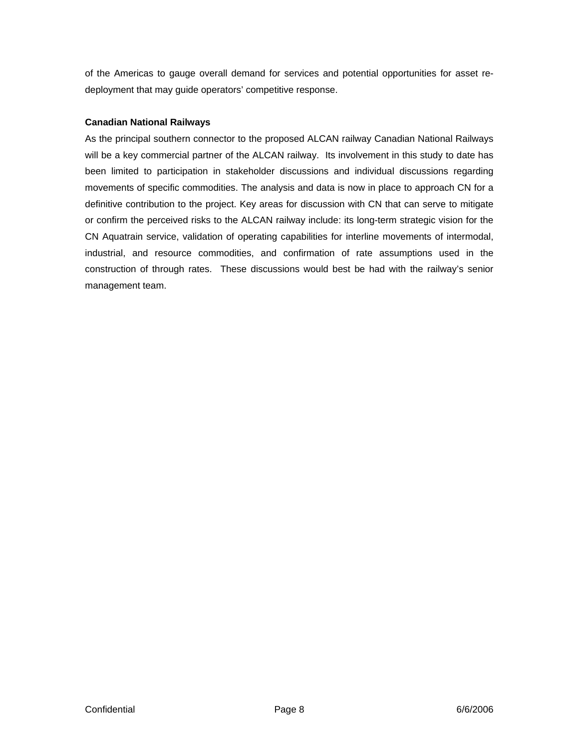of the Americas to gauge overall demand for services and potential opportunities for asset re-deployment that may guide operators' competitive response.

**Canadian National Railways**

As the principal southern connector to the proposed ALCAN railway Canadian National Railways will be a key commercial partner of the ALCAN railway. Its involvement in this study to date has been limited to participation in stakeholder discussions and individual discussions regarding movements of specific commodities. The analysis and data is now in place to approach CN for a definitive contribution to the project. Key areas for discussion with CN that can serve to mitigate or confirm the perceived risks to the ALCAN railway include: its long-term strategic vision for the CN Aquatrain service, validation of operating capabilities for interline movements of intermodal, industrial, and resource commodities, and confirmation of rate assumptions used in the construction of through rates. These discussions would best be had with the railway's senior management team.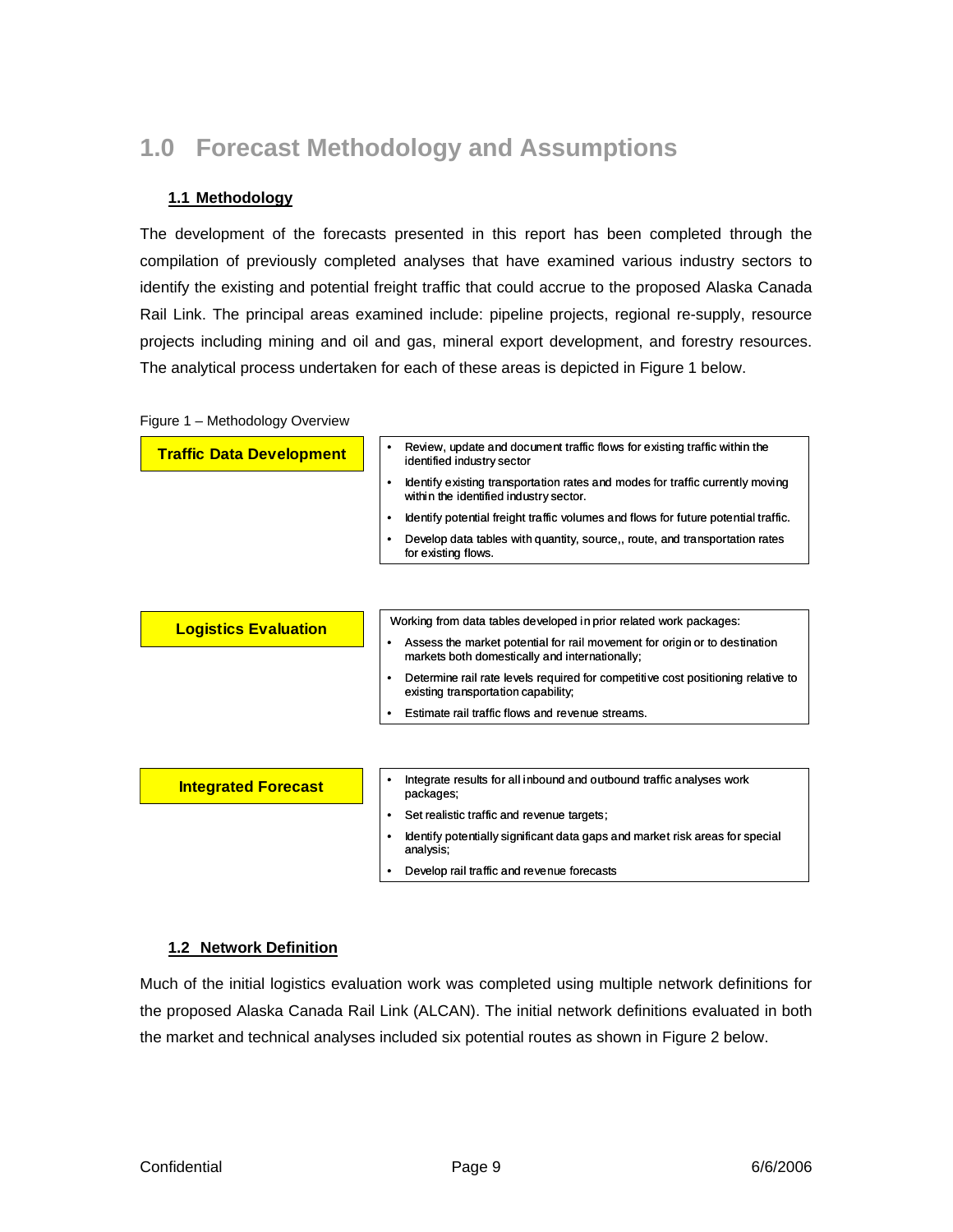# 1.0 Forecast Methodology and Assumptions

## 1.1 Methodology

The development of the forecasts presented in this report has been completed through the compilation of previously completed analyses that have examined various industry sectors to identify the existing and potential freight traffic that could accrue to the proposed Alaska Canada Rail Link. The principal areas examined include: pipeline projects, regional re-supply, resource projects including mining and oil and gas, mineral export development, and forestry resources. The analytical process undertaken for each of these areas is depicted in Figure 1 below.

Figure 1 – Methodology Overview

**Traffic Data Development**

- Review, update and document traffic flows for existing traffic within the identified industry sector
- Identify existing transportation rates and modes for traffic currently moving within the identified industry sector.
- Identify potential freight traffic volumes and flows for future potential traffic.
- Develop data tables with quantity, source,, route, and transportation rates for existing flows.

**Logistics Evaluation**

Working from data tables developed in prior related work packages:

- Assess the market potential for rail movement for origin or to destination markets both domestically and internationally;
- Determine rail rate levels required for competitive cost positioning relative to existing transportation capability;
- Estimate rail traffic flows and revenue streams.

**Integrated Forecast**

- Integrate results for all inbound and outbound traffic analyses work packages;
- Set realistic traffic and revenue targets;
- Identify potentially significant data gaps and market risk areas for special analysis;
- Develop rail traffic and revenue forecasts

## 1.2 Network Definition

Much of the initial logistics evaluation work was completed using multiple network definitions for the proposed Alaska Canada Rail Link (ALCAN). The initial network definitions evaluated in both the market and technical analyses included six potential routes as shown in Figure 2 below.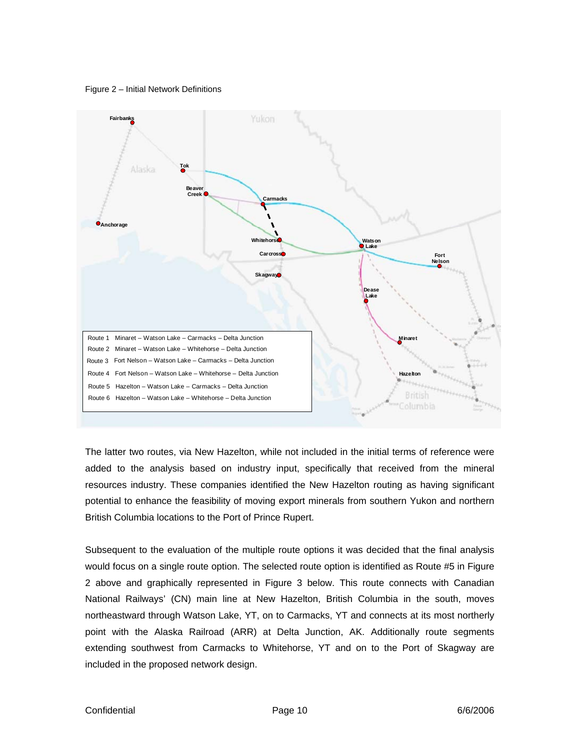Figure 2 – Initial Network Definitions

| Route | Description |
| --- | --- |
| Route 1 | Minaret – Watson Lake – Carmacks – Delta Junction |
| Route 2 | Minaret – Watson Lake – Whitehorse – Delta Junction |
| Route 3 | Fort Nelson – Watson Lake – Carmacks – Delta Junction |
| Route 4 | Fort Nelson – Watson Lake – Whitehorse – Delta Junction |
| Route 5 | Hazelton – Watson Lake – Carmacks – Delta Junction |
| Route 6 | Hazelton – Watson Lake – Whitehorse – Delta Junction |

The latter two routes, via New Hazelton, while not included in the initial terms of reference were added to the analysis based on industry input, specifically that received from the mineral resources industry. These companies identified the New Hazelton routing as having significant potential to enhance the feasibility of moving export minerals from southern Yukon and northern British Columbia locations to the Port of Prince Rupert.

Subsequent to the evaluation of the multiple route options it was decided that the final analysis would focus on a single route option. The selected route option is identified as Route #5 in Figure 2 above and graphically represented in Figure 3 below. This route connects with Canadian National Railways' (CN) main line at New Hazelton, British Columbia in the south, moves northeastward through Watson Lake, YT, on to Carmacks, YT and connects at its most northerly point with the Alaska Railroad (ARR) at Delta Junction, AK. Additionally route segments extending southwest from Carmacks to Whitehorse, YT and on to the Port of Skagway are included in the proposed network design.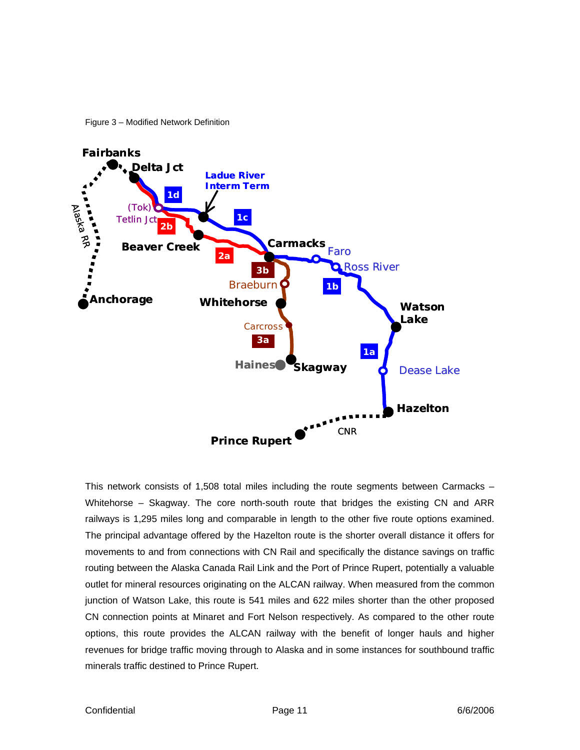Figure 3 – Modified Network Definition

This network consists of 1,508 total miles including the route segments between Carmacks – Whitehorse – Skagway. The core north-south route that bridges the existing CN and ARR railways is 1,295 miles long and comparable in length to the other five route options examined. The principal advantage offered by the Hazelton route is the shorter overall distance it offers for movements to and from connections with CN Rail and specifically the distance savings on traffic routing between the Alaska Canada Rail Link and the Port of Prince Rupert, potentially a valuable outlet for mineral resources originating on the ALCAN railway. When measured from the common junction of Watson Lake, this route is 541 miles and 622 miles shorter than the other proposed CN connection points at Minaret and Fort Nelson respectively. As compared to the other route options, this route provides the ALCAN railway with the benefit of longer hauls and higher revenues for bridge traffic moving through to Alaska and in some instances for southbound traffic minerals traffic destined to Prince Rupert.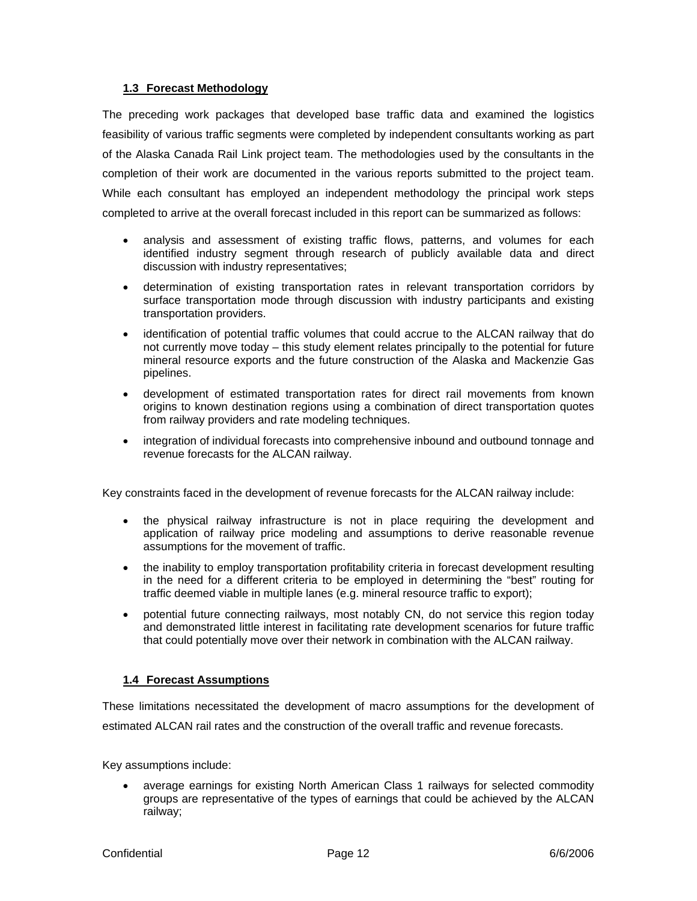### 1.3 Forecast Methodology

The preceding work packages that developed base traffic data and examined the logistics feasibility of various traffic segments were completed by independent consultants working as part of the Alaska Canada Rail Link project team. The methodologies used by the consultants in the completion of their work are documented in the various reports submitted to the project team. While each consultant has employed an independent methodology the principal work steps completed to arrive at the overall forecast included in this report can be summarized as follows:

- analysis and assessment of existing traffic flows, patterns, and volumes for each identified industry segment through research of publicly available data and direct discussion with industry representatives;
- determination of existing transportation rates in relevant transportation corridors by surface transportation mode through discussion with industry participants and existing transportation providers.
- identification of potential traffic volumes that could accrue to the ALCAN railway that do not currently move today – this study element relates principally to the potential for future mineral resource exports and the future construction of the Alaska and Mackenzie Gas pipelines.
- development of estimated transportation rates for direct rail movements from known origins to known destination regions using a combination of direct transportation quotes from railway providers and rate modeling techniques.
- integration of individual forecasts into comprehensive inbound and outbound tonnage and revenue forecasts for the ALCAN railway.

Key constraints faced in the development of revenue forecasts for the ALCAN railway include:

- the physical railway infrastructure is not in place requiring the development and application of railway price modeling and assumptions to derive reasonable revenue assumptions for the movement of traffic.
- the inability to employ transportation profitability criteria in forecast development resulting in the need for a different criteria to be employed in determining the "best" routing for traffic deemed viable in multiple lanes (e.g. mineral resource traffic to export);
- potential future connecting railways, most notably CN, do not service this region today and demonstrated little interest in facilitating rate development scenarios for future traffic that could potentially move over their network in combination with the ALCAN railway.

### 1.4 Forecast Assumptions

These limitations necessitated the development of macro assumptions for the development of estimated ALCAN rail rates and the construction of the overall traffic and revenue forecasts.

Key assumptions include:

- average earnings for existing North American Class 1 railways for selected commodity groups are representative of the types of earnings that could be achieved by the ALCAN railway;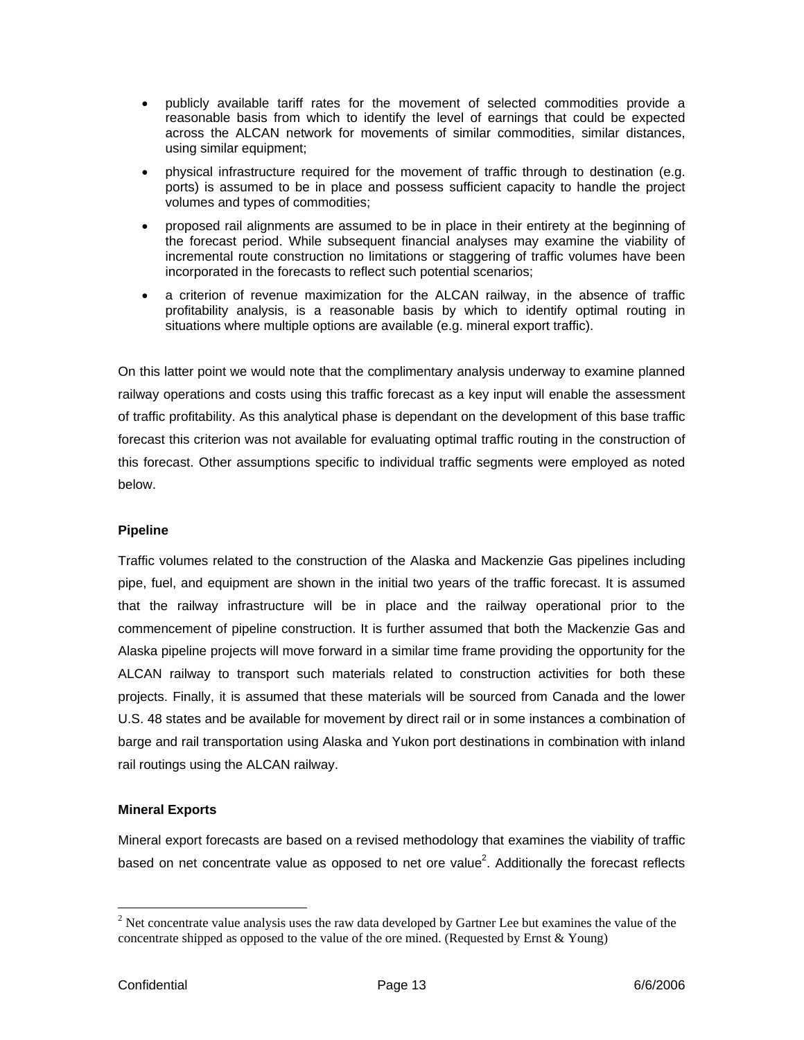- publicly available tariff rates for the movement of selected commodities provide a reasonable basis from which to identify the level of earnings that could be expected across the ALCAN network for movements of similar commodities, similar distances, using similar equipment;
- physical infrastructure required for the movement of traffic through to destination (e.g. ports) is assumed to be in place and possess sufficient capacity to handle the project volumes and types of commodities;
- proposed rail alignments are assumed to be in place in their entirety at the beginning of the forecast period. While subsequent financial analyses may examine the viability of incremental route construction no limitations or staggering of traffic volumes have been incorporated in the forecasts to reflect such potential scenarios;
- a criterion of revenue maximization for the ALCAN railway, in the absence of traffic profitability analysis, is a reasonable basis by which to identify optimal routing in situations where multiple options are available (e.g. mineral export traffic).

On this latter point we would note that the complimentary analysis underway to examine planned railway operations and costs using this traffic forecast as a key input will enable the assessment of traffic profitability. As this analytical phase is dependant on the development of this base traffic forecast this criterion was not available for evaluating optimal traffic routing in the construction of this forecast. Other assumptions specific to individual traffic segments were employed as noted below.

**Pipeline**

Traffic volumes related to the construction of the Alaska and Mackenzie Gas pipelines including pipe, fuel, and equipment are shown in the initial two years of the traffic forecast. It is assumed that the railway infrastructure will be in place and the railway operational prior to the commencement of pipeline construction. It is further assumed that both the Mackenzie Gas and Alaska pipeline projects will move forward in a similar time frame providing the opportunity for the ALCAN railway to transport such materials related to construction activities for both these projects. Finally, it is assumed that these materials will be sourced from Canada and the lower U.S. 48 states and be available for movement by direct rail or in some instances a combination of barge and rail transportation using Alaska and Yukon port destinations in combination with inland rail routings using the ALCAN railway.

**Mineral Exports**

Mineral export forecasts are based on a revised methodology that examines the viability of traffic based on net concentrate value as opposed to net ore value[2]. Additionally the forecast reflects

[2] Net concentrate value analysis uses the raw data developed by Gartner Lee but examines the value of the concentrate shipped as opposed to the value of the ore mined. (Requested by Ernst & Young)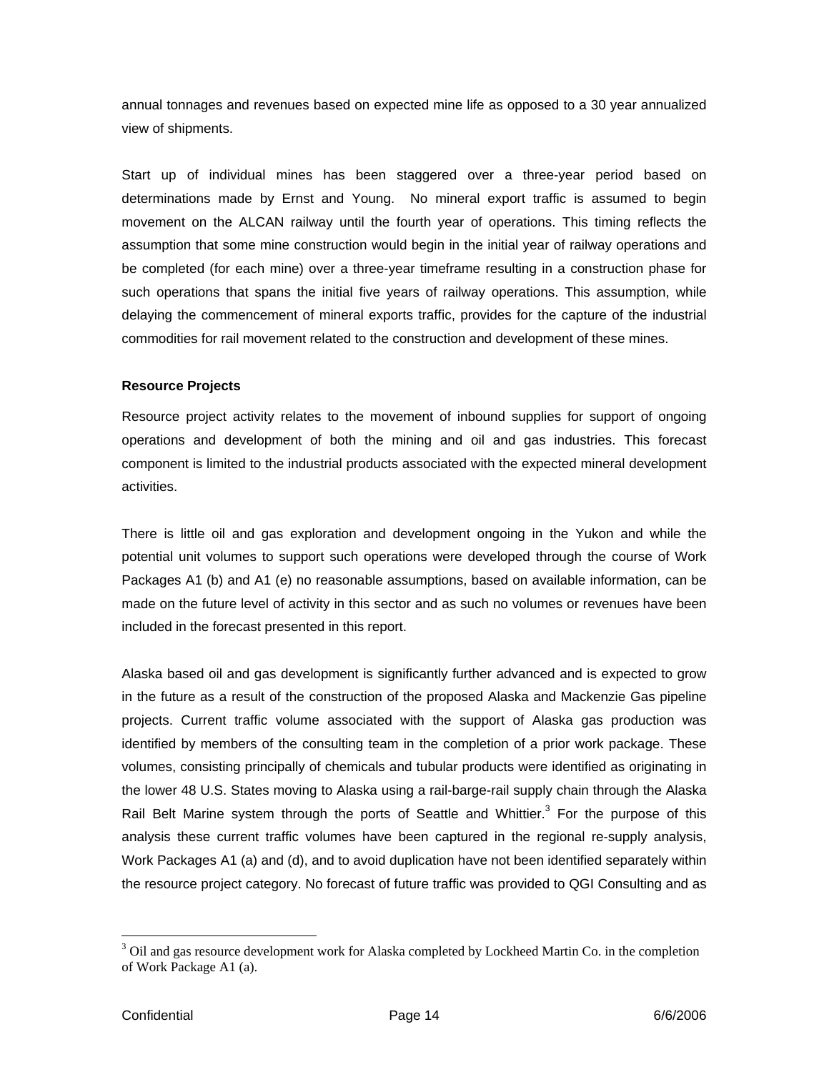annual tonnages and revenues based on expected mine life as opposed to a 30 year annualized view of shipments.

Start up of individual mines has been staggered over a three-year period based on determinations made by Ernst and Young. No mineral export traffic is assumed to begin movement on the ALCAN railway until the fourth year of operations. This timing reflects the assumption that some mine construction would begin in the initial year of railway operations and be completed (for each mine) over a three-year timeframe resulting in a construction phase for such operations that spans the initial five years of railway operations. This assumption, while delaying the commencement of mineral exports traffic, provides for the capture of the industrial commodities for rail movement related to the construction and development of these mines.

**Resource Projects**

Resource project activity relates to the movement of inbound supplies for support of ongoing operations and development of both the mining and oil and gas industries. This forecast component is limited to the industrial products associated with the expected mineral development activities.

There is little oil and gas exploration and development ongoing in the Yukon and while the potential unit volumes to support such operations were developed through the course of Work Packages A1 (b) and A1 (e) no reasonable assumptions, based on available information, can be made on the future level of activity in this sector and as such no volumes or revenues have been included in the forecast presented in this report.

Alaska based oil and gas development is significantly further advanced and is expected to grow in the future as a result of the construction of the proposed Alaska and Mackenzie Gas pipeline projects. Current traffic volume associated with the support of Alaska gas production was identified by members of the consulting team in the completion of a prior work package. These volumes, consisting principally of chemicals and tubular products were identified as originating in the lower 48 U.S. States moving to Alaska using a rail-barge-rail supply chain through the Alaska Rail Belt Marine system through the ports of Seattle and Whittier.[3] For the purpose of this analysis these current traffic volumes have been captured in the regional re-supply analysis, Work Packages A1 (a) and (d), and to avoid duplication have not been identified separately within the resource project category. No forecast of future traffic was provided to QGI Consulting and as

[3] Oil and gas resource development work for Alaska completed by Lockheed Martin Co. in the completion of Work Package A1 (a).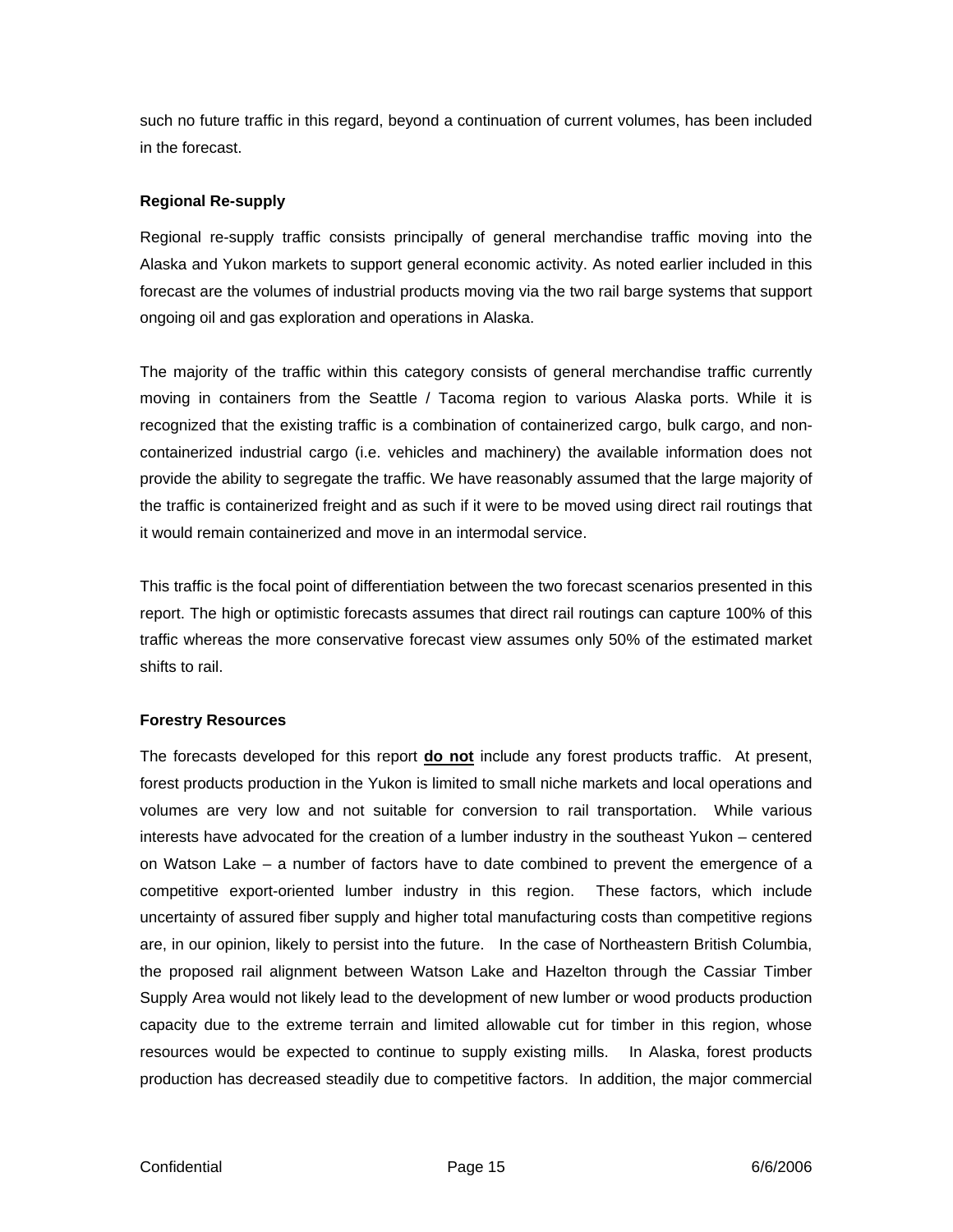such no future traffic in this regard, beyond a continuation of current volumes, has been included in the forecast.

### Regional Re-supply

Regional re-supply traffic consists principally of general merchandise traffic moving into the Alaska and Yukon markets to support general economic activity. As noted earlier included in this forecast are the volumes of industrial products moving via the two rail barge systems that support ongoing oil and gas exploration and operations in Alaska.

The majority of the traffic within this category consists of general merchandise traffic currently moving in containers from the Seattle / Tacoma region to various Alaska ports. While it is recognized that the existing traffic is a combination of containerized cargo, bulk cargo, and non-containerized industrial cargo (i.e. vehicles and machinery) the available information does not provide the ability to segregate the traffic. We have reasonably assumed that the large majority of the traffic is containerized freight and as such if it were to be moved using direct rail routings that it would remain containerized and move in an intermodal service.

This traffic is the focal point of differentiation between the two forecast scenarios presented in this report. The high or optimistic forecasts assumes that direct rail routings can capture 100% of this traffic whereas the more conservative forecast view assumes only 50% of the estimated market shifts to rail.

### Forestry Resources

The forecasts developed for this report **do not** include any forest products traffic. At present, forest products production in the Yukon is limited to small niche markets and local operations and volumes are very low and not suitable for conversion to rail transportation. While various interests have advocated for the creation of a lumber industry in the southeast Yukon – centered on Watson Lake – a number of factors have to date combined to prevent the emergence of a competitive export-oriented lumber industry in this region. These factors, which include uncertainty of assured fiber supply and higher total manufacturing costs than competitive regions are, in our opinion, likely to persist into the future. In the case of Northeastern British Columbia, the proposed rail alignment between Watson Lake and Hazelton through the Cassiar Timber Supply Area would not likely lead to the development of new lumber or wood products production capacity due to the extreme terrain and limited allowable cut for timber in this region, whose resources would be expected to continue to supply existing mills. In Alaska, forest products production has decreased steadily due to competitive factors. In addition, the major commercial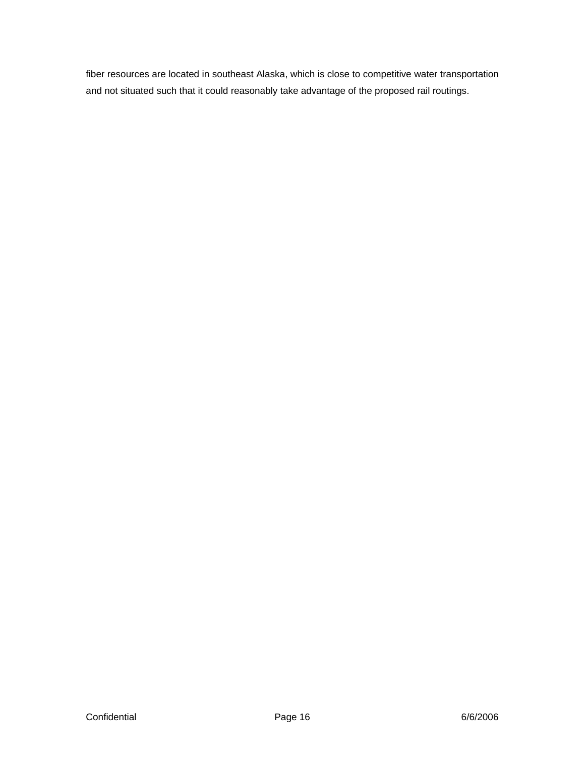fiber resources are located in southeast Alaska, which is close to competitive water transportation and not situated such that it could reasonably take advantage of the proposed rail routings.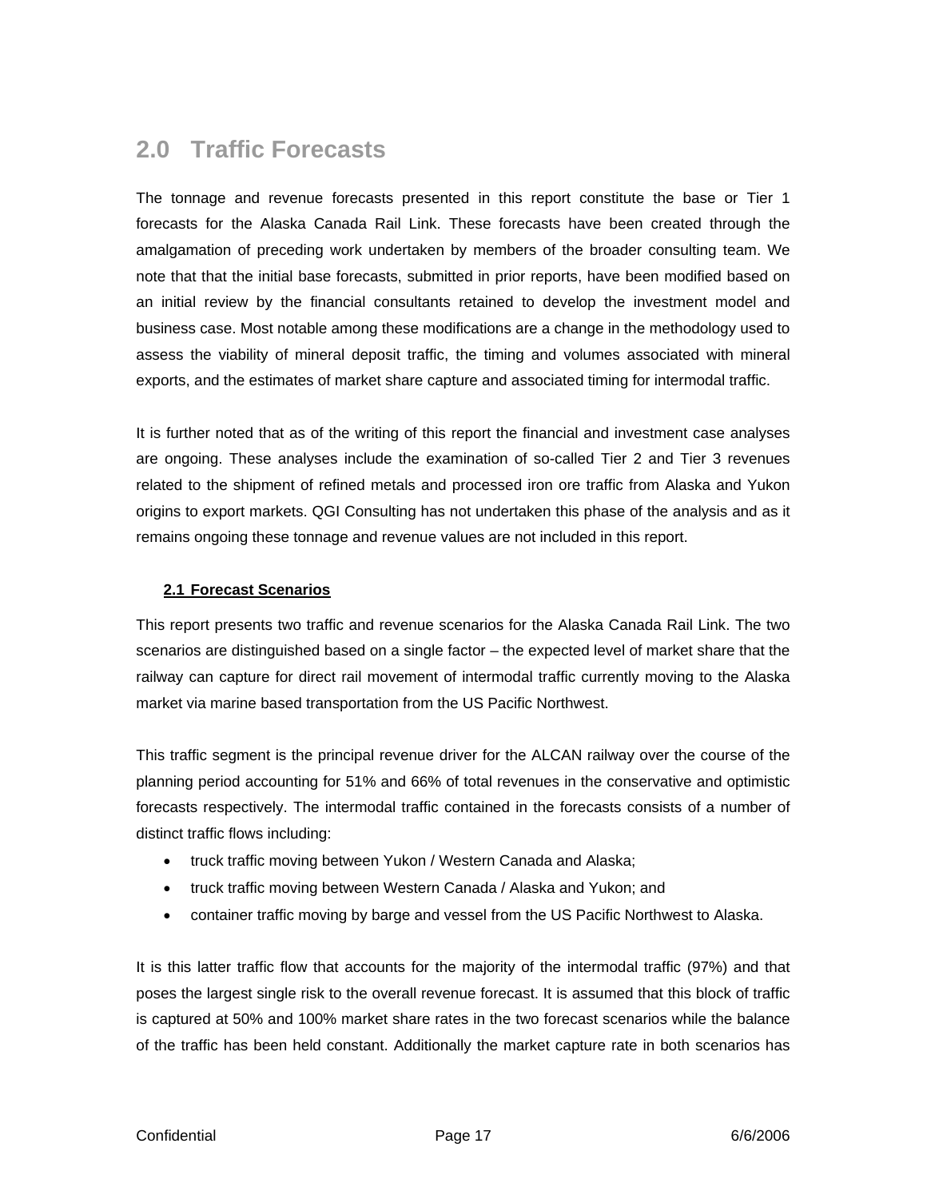# 2.0 Traffic Forecasts

The tonnage and revenue forecasts presented in this report constitute the base or Tier 1 forecasts for the Alaska Canada Rail Link. These forecasts have been created through the amalgamation of preceding work undertaken by members of the broader consulting team. We note that that the initial base forecasts, submitted in prior reports, have been modified based on an initial review by the financial consultants retained to develop the investment model and business case. Most notable among these modifications are a change in the methodology used to assess the viability of mineral deposit traffic, the timing and volumes associated with mineral exports, and the estimates of market share capture and associated timing for intermodal traffic.

It is further noted that as of the writing of this report the financial and investment case analyses are ongoing. These analyses include the examination of so-called Tier 2 and Tier 3 revenues related to the shipment of refined metals and processed iron ore traffic from Alaska and Yukon origins to export markets. QGI Consulting has not undertaken this phase of the analysis and as it remains ongoing these tonnage and revenue values are not included in this report.

## 2.1 Forecast Scenarios

This report presents two traffic and revenue scenarios for the Alaska Canada Rail Link. The two scenarios are distinguished based on a single factor – the expected level of market share that the railway can capture for direct rail movement of intermodal traffic currently moving to the Alaska market via marine based transportation from the US Pacific Northwest.

This traffic segment is the principal revenue driver for the ALCAN railway over the course of the planning period accounting for 51% and 66% of total revenues in the conservative and optimistic forecasts respectively. The intermodal traffic contained in the forecasts consists of a number of distinct traffic flows including:

- truck traffic moving between Yukon / Western Canada and Alaska;
- truck traffic moving between Western Canada / Alaska and Yukon; and
- container traffic moving by barge and vessel from the US Pacific Northwest to Alaska.

It is this latter traffic flow that accounts for the majority of the intermodal traffic (97%) and that poses the largest single risk to the overall revenue forecast. It is assumed that this block of traffic is captured at 50% and 100% market share rates in the two forecast scenarios while the balance of the traffic has been held constant. Additionally the market capture rate in both scenarios has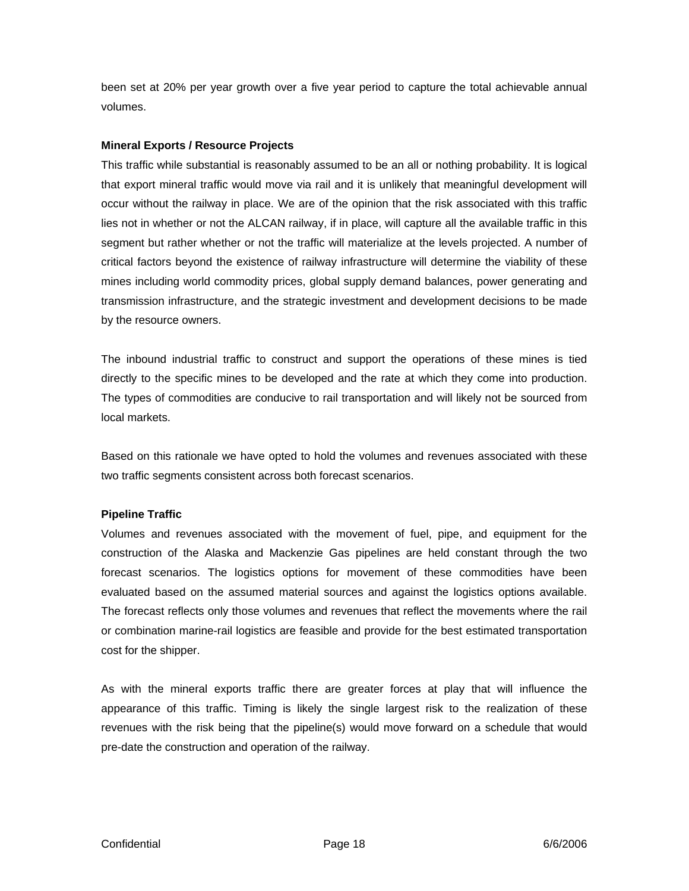been set at 20% per year growth over a five year period to capture the total achievable annual volumes.

**Mineral Exports / Resource Projects**

This traffic while substantial is reasonably assumed to be an all or nothing probability. It is logical that export mineral traffic would move via rail and it is unlikely that meaningful development will occur without the railway in place. We are of the opinion that the risk associated with this traffic lies not in whether or not the ALCAN railway, if in place, will capture all the available traffic in this segment but rather whether or not the traffic will materialize at the levels projected. A number of critical factors beyond the existence of railway infrastructure will determine the viability of these mines including world commodity prices, global supply demand balances, power generating and transmission infrastructure, and the strategic investment and development decisions to be made by the resource owners.

The inbound industrial traffic to construct and support the operations of these mines is tied directly to the specific mines to be developed and the rate at which they come into production. The types of commodities are conducive to rail transportation and will likely not be sourced from local markets.

Based on this rationale we have opted to hold the volumes and revenues associated with these two traffic segments consistent across both forecast scenarios.

**Pipeline Traffic**

Volumes and revenues associated with the movement of fuel, pipe, and equipment for the construction of the Alaska and Mackenzie Gas pipelines are held constant through the two forecast scenarios. The logistics options for movement of these commodities have been evaluated based on the assumed material sources and against the logistics options available. The forecast reflects only those volumes and revenues that reflect the movements where the rail or combination marine-rail logistics are feasible and provide for the best estimated transportation cost for the shipper.

As with the mineral exports traffic there are greater forces at play that will influence the appearance of this traffic. Timing is likely the single largest risk to the realization of these revenues with the risk being that the pipeline(s) would move forward on a schedule that would pre-date the construction and operation of the railway.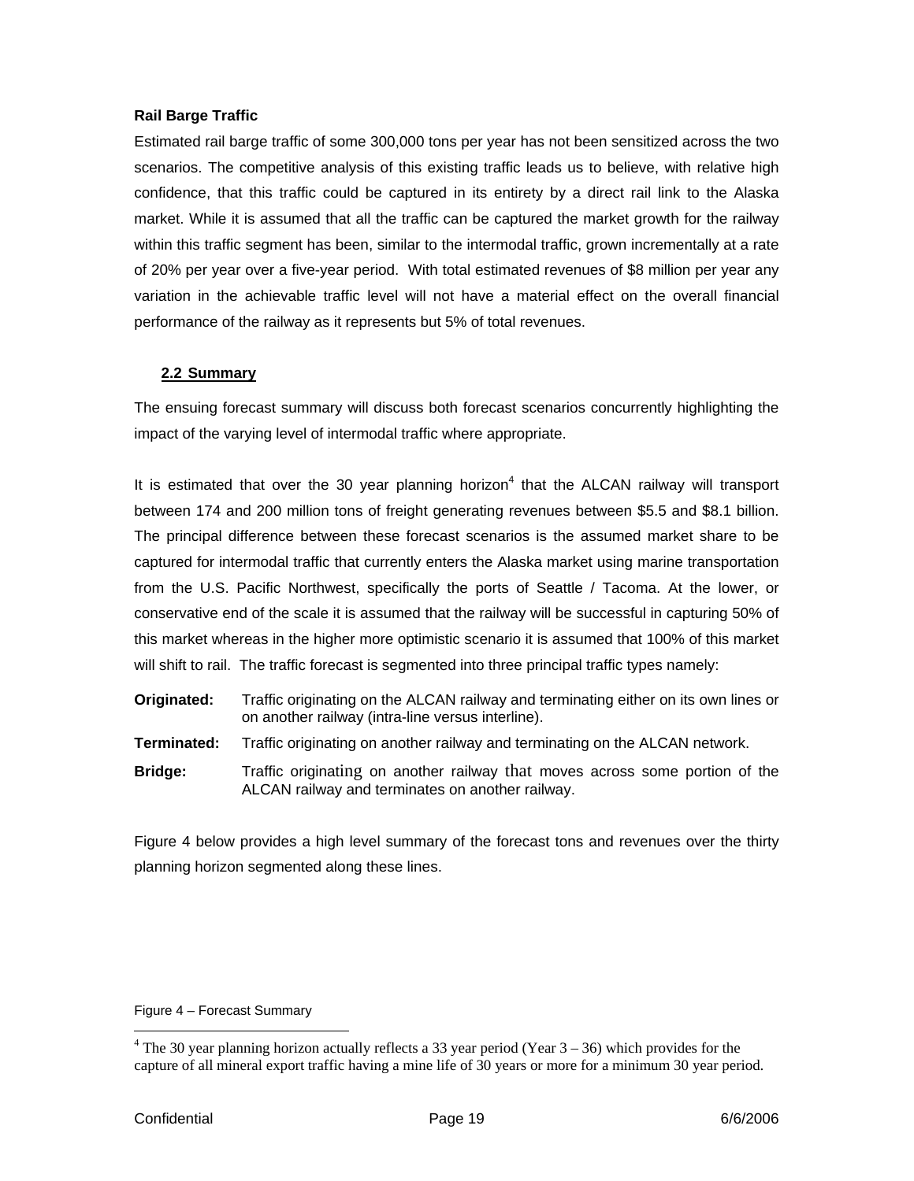**Rail Barge Traffic**

Estimated rail barge traffic of some 300,000 tons per year has not been sensitized across the two scenarios. The competitive analysis of this existing traffic leads us to believe, with relative high confidence, that this traffic could be captured in its entirety by a direct rail link to the Alaska market. While it is assumed that all the traffic can be captured the market growth for the railway within this traffic segment has been, similar to the intermodal traffic, grown incrementally at a rate of 20% per year over a five-year period. With total estimated revenues of $8 million per year any variation in the achievable traffic level will not have a material effect on the overall financial performance of the railway as it represents but 5% of total revenues.

## 2.2 Summary

The ensuing forecast summary will discuss both forecast scenarios concurrently highlighting the impact of the varying level of intermodal traffic where appropriate.

It is estimated that over the 30 year planning horizon[4] that the ALCAN railway will transport between 174 and 200 million tons of freight generating revenues between $5.5 and $8.1 billion. The principal difference between these forecast scenarios is the assumed market share to be captured for intermodal traffic that currently enters the Alaska market using marine transportation from the U.S. Pacific Northwest, specifically the ports of Seattle / Tacoma. At the lower, or conservative end of the scale it is assumed that the railway will be successful in capturing 50% of this market whereas in the higher more optimistic scenario it is assumed that 100% of this market will shift to rail. The traffic forecast is segmented into three principal traffic types namely:

**Originated:** Traffic originating on the ALCAN railway and terminating either on its own lines or on another railway (intra-line versus interline).

**Terminated:** Traffic originating on another railway and terminating on the ALCAN network.

**Bridge:** Traffic originating on another railway that moves across some portion of the ALCAN railway and terminates on another railway.

Figure 4 below provides a high level summary of the forecast tons and revenues over the thirty planning horizon segmented along these lines.

Figure 4 – Forecast Summary

[4] The 30 year planning horizon actually reflects a 33 year period (Year 3 – 36) which provides for the capture of all mineral export traffic having a mine life of 30 years or more for a minimum 30 year period.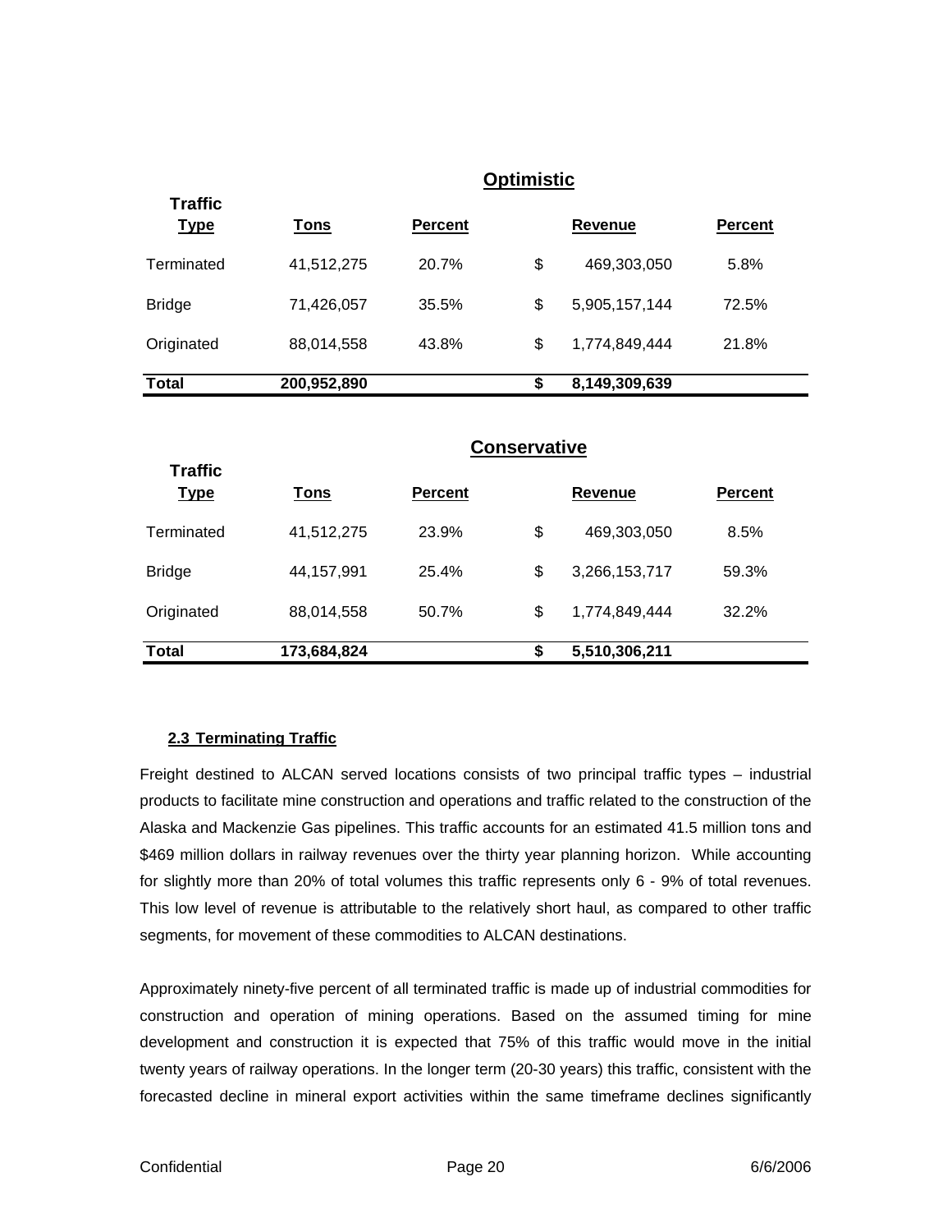**Optimistic**

| Traffic Type | Tons | Percent | Revenue | Percent |
|---|---|---|---|---|
| Terminated | 41,512,275 | 20.7% | $ 469,303,050 | 5.8% |
| Bridge | 71,426,057 | 35.5% | $ 5,905,157,144 | 72.5% |
| Originated | 88,014,558 | 43.8% | $ 1,774,849,444 | 21.8% |
| **Total** | **200,952,890** | | **$ 8,149,309,639** | |

**Conservative**

| Traffic Type | Tons | Percent | Revenue | Percent |
|---|---|---|---|---|
| Terminated | 41,512,275 | 23.9% | $ 469,303,050 | 8.5% |
| Bridge | 44,157,991 | 25.4% | $ 3,266,153,717 | 59.3% |
| Originated | 88,014,558 | 50.7% | $ 1,774,849,444 | 32.2% |
| **Total** | **173,684,824** | | **$ 5,510,306,211** | |

### 2.3 Terminating Traffic

Freight destined to ALCAN served locations consists of two principal traffic types – industrial products to facilitate mine construction and operations and traffic related to the construction of the Alaska and Mackenzie Gas pipelines. This traffic accounts for an estimated 41.5 million tons and $469 million dollars in railway revenues over the thirty year planning horizon. While accounting for slightly more than 20% of total volumes this traffic represents only 6 - 9% of total revenues. This low level of revenue is attributable to the relatively short haul, as compared to other traffic segments, for movement of these commodities to ALCAN destinations.

Approximately ninety-five percent of all terminated traffic is made up of industrial commodities for construction and operation of mining operations. Based on the assumed timing for mine development and construction it is expected that 75% of this traffic would move in the initial twenty years of railway operations. In the longer term (20-30 years) this traffic, consistent with the forecasted decline in mineral export activities within the same timeframe declines significantly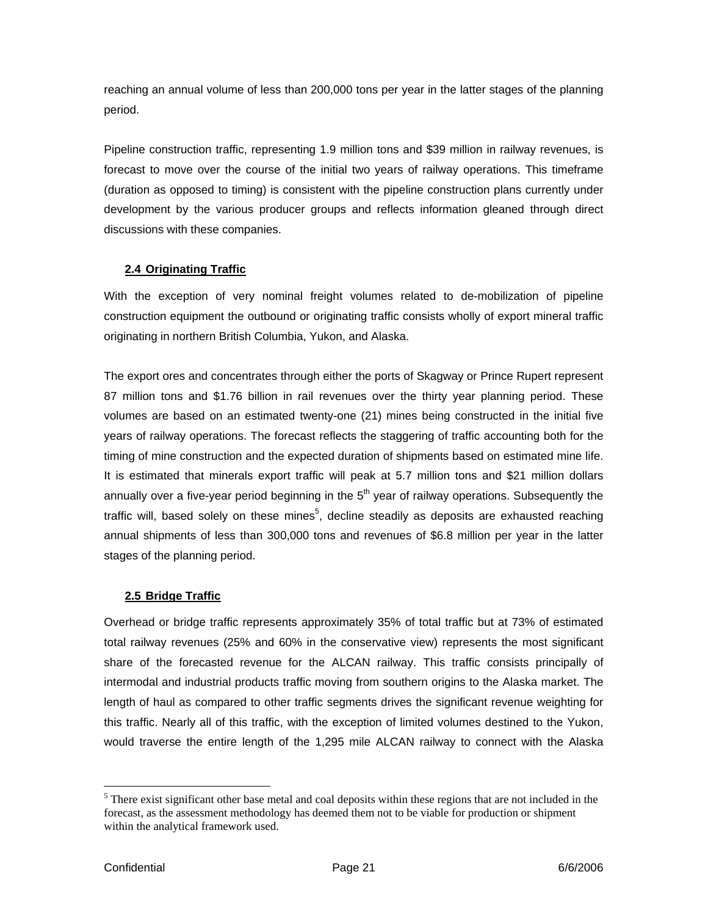reaching an annual volume of less than 200,000 tons per year in the latter stages of the planning period.

Pipeline construction traffic, representing 1.9 million tons and $39 million in railway revenues, is forecast to move over the course of the initial two years of railway operations. This timeframe (duration as opposed to timing) is consistent with the pipeline construction plans currently under development by the various producer groups and reflects information gleaned through direct discussions with these companies.

### 2.4 Originating Traffic

With the exception of very nominal freight volumes related to de-mobilization of pipeline construction equipment the outbound or originating traffic consists wholly of export mineral traffic originating in northern British Columbia, Yukon, and Alaska.

The export ores and concentrates through either the ports of Skagway or Prince Rupert represent 87 million tons and $1.76 billion in rail revenues over the thirty year planning period. These volumes are based on an estimated twenty-one (21) mines being constructed in the initial five years of railway operations. The forecast reflects the staggering of traffic accounting both for the timing of mine construction and the expected duration of shipments based on estimated mine life. It is estimated that minerals export traffic will peak at 5.7 million tons and $21 million dollars annually over a five-year period beginning in the 5th year of railway operations. Subsequently the traffic will, based solely on these mines[5], decline steadily as deposits are exhausted reaching annual shipments of less than 300,000 tons and revenues of $6.8 million per year in the latter stages of the planning period.

### 2.5 Bridge Traffic

Overhead or bridge traffic represents approximately 35% of total traffic but at 73% of estimated total railway revenues (25% and 60% in the conservative view) represents the most significant share of the forecasted revenue for the ALCAN railway. This traffic consists principally of intermodal and industrial products traffic moving from southern origins to the Alaska market. The length of haul as compared to other traffic segments drives the significant revenue weighting for this traffic. Nearly all of this traffic, with the exception of limited volumes destined to the Yukon, would traverse the entire length of the 1,295 mile ALCAN railway to connect with the Alaska

[5] There exist significant other base metal and coal deposits within these regions that are not included in the forecast, as the assessment methodology has deemed them not to be viable for production or shipment within the analytical framework used.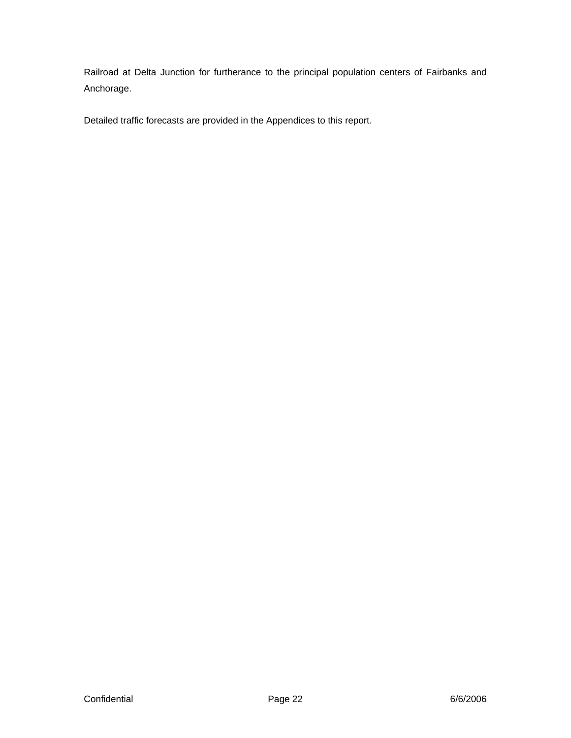Railroad at Delta Junction for furtherance to the principal population centers of Fairbanks and Anchorage.

Detailed traffic forecasts are provided in the Appendices to this report.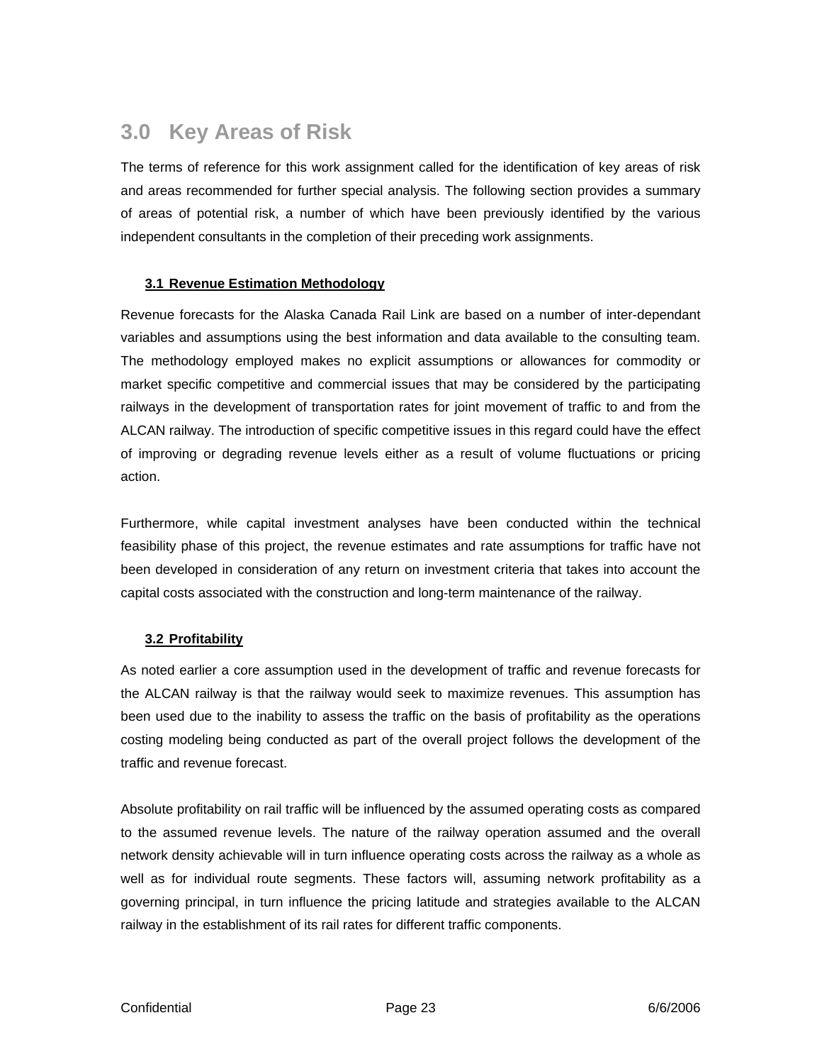# 3.0 Key Areas of Risk

The terms of reference for this work assignment called for the identification of key areas of risk and areas recommended for further special analysis. The following section provides a summary of areas of potential risk, a number of which have been previously identified by the various independent consultants in the completion of their preceding work assignments.

## 3.1 Revenue Estimation Methodology

Revenue forecasts for the Alaska Canada Rail Link are based on a number of inter-dependant variables and assumptions using the best information and data available to the consulting team. The methodology employed makes no explicit assumptions or allowances for commodity or market specific competitive and commercial issues that may be considered by the participating railways in the development of transportation rates for joint movement of traffic to and from the ALCAN railway. The introduction of specific competitive issues in this regard could have the effect of improving or degrading revenue levels either as a result of volume fluctuations or pricing action.

Furthermore, while capital investment analyses have been conducted within the technical feasibility phase of this project, the revenue estimates and rate assumptions for traffic have not been developed in consideration of any return on investment criteria that takes into account the capital costs associated with the construction and long-term maintenance of the railway.

## 3.2 Profitability

As noted earlier a core assumption used in the development of traffic and revenue forecasts for the ALCAN railway is that the railway would seek to maximize revenues. This assumption has been used due to the inability to assess the traffic on the basis of profitability as the operations costing modeling being conducted as part of the overall project follows the development of the traffic and revenue forecast.

Absolute profitability on rail traffic will be influenced by the assumed operating costs as compared to the assumed revenue levels. The nature of the railway operation assumed and the overall network density achievable will in turn influence operating costs across the railway as a whole as well as for individual route segments. These factors will, assuming network profitability as a governing principal, in turn influence the pricing latitude and strategies available to the ALCAN railway in the establishment of its rail rates for different traffic components.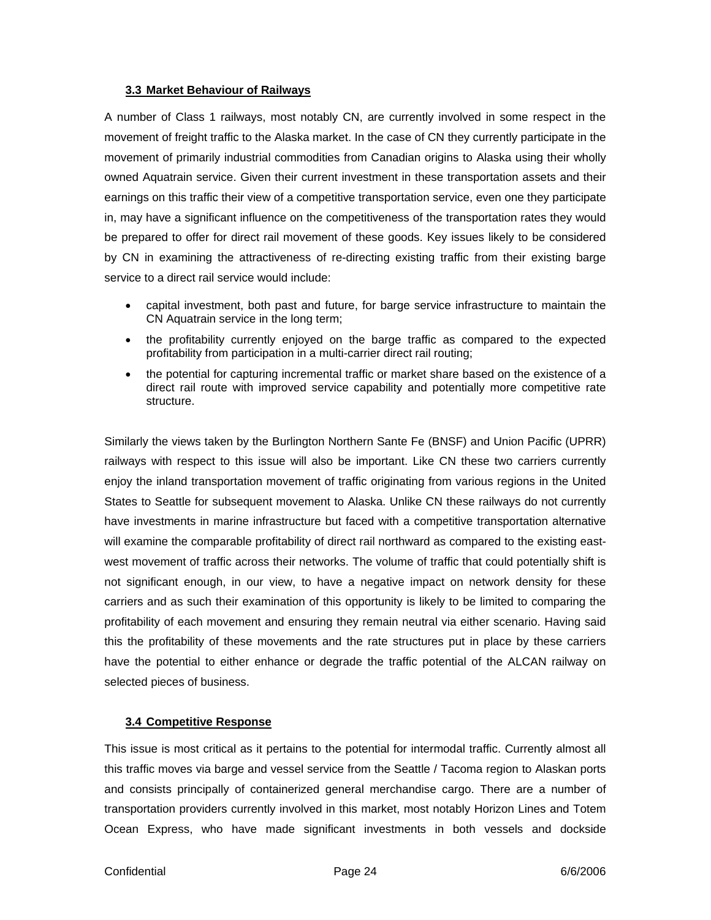### 3.3 Market Behaviour of Railways

A number of Class 1 railways, most notably CN, are currently involved in some respect in the movement of freight traffic to the Alaska market. In the case of CN they currently participate in the movement of primarily industrial commodities from Canadian origins to Alaska using their wholly owned Aquatrain service. Given their current investment in these transportation assets and their earnings on this traffic their view of a competitive transportation service, even one they participate in, may have a significant influence on the competitiveness of the transportation rates they would be prepared to offer for direct rail movement of these goods. Key issues likely to be considered by CN in examining the attractiveness of re-directing existing traffic from their existing barge service to a direct rail service would include:

- capital investment, both past and future, for barge service infrastructure to maintain the CN Aquatrain service in the long term;
- the profitability currently enjoyed on the barge traffic as compared to the expected profitability from participation in a multi-carrier direct rail routing;
- the potential for capturing incremental traffic or market share based on the existence of a direct rail route with improved service capability and potentially more competitive rate structure.

Similarly the views taken by the Burlington Northern Sante Fe (BNSF) and Union Pacific (UPRR) railways with respect to this issue will also be important. Like CN these two carriers currently enjoy the inland transportation movement of traffic originating from various regions in the United States to Seattle for subsequent movement to Alaska. Unlike CN these railways do not currently have investments in marine infrastructure but faced with a competitive transportation alternative will examine the comparable profitability of direct rail northward as compared to the existing east-west movement of traffic across their networks. The volume of traffic that could potentially shift is not significant enough, in our view, to have a negative impact on network density for these carriers and as such their examination of this opportunity is likely to be limited to comparing the profitability of each movement and ensuring they remain neutral via either scenario. Having said this the profitability of these movements and the rate structures put in place by these carriers have the potential to either enhance or degrade the traffic potential of the ALCAN railway on selected pieces of business.

### 3.4 Competitive Response

This issue is most critical as it pertains to the potential for intermodal traffic. Currently almost all this traffic moves via barge and vessel service from the Seattle / Tacoma region to Alaskan ports and consists principally of containerized general merchandise cargo. There are a number of transportation providers currently involved in this market, most notably Horizon Lines and Totem Ocean Express, who have made significant investments in both vessels and dockside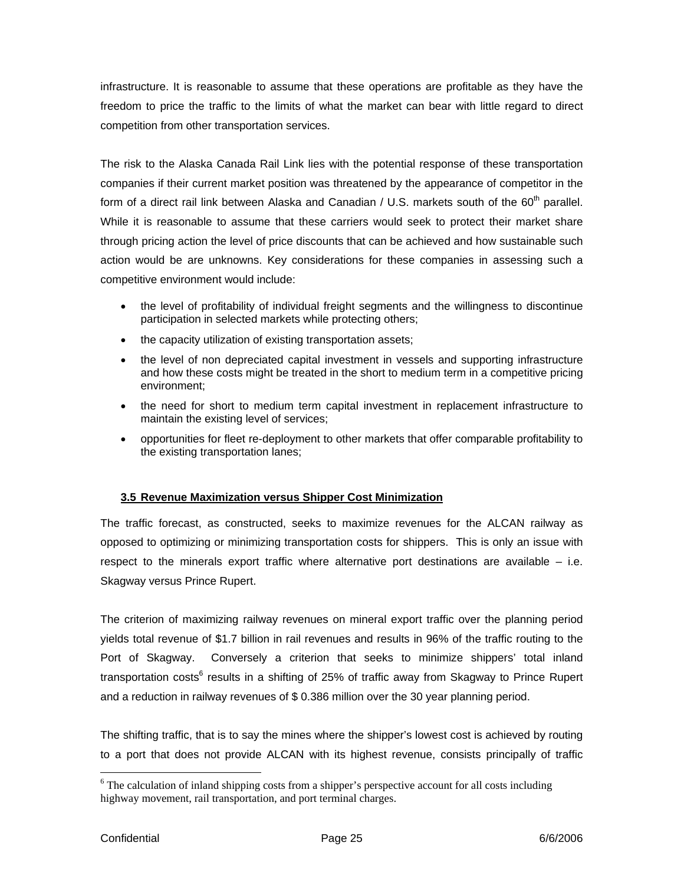infrastructure. It is reasonable to assume that these operations are profitable as they have the freedom to price the traffic to the limits of what the market can bear with little regard to direct competition from other transportation services.

The risk to the Alaska Canada Rail Link lies with the potential response of these transportation companies if their current market position was threatened by the appearance of competitor in the form of a direct rail link between Alaska and Canadian / U.S. markets south of the 60th parallel. While it is reasonable to assume that these carriers would seek to protect their market share through pricing action the level of price discounts that can be achieved and how sustainable such action would be are unknowns. Key considerations for these companies in assessing such a competitive environment would include:

- the level of profitability of individual freight segments and the willingness to discontinue participation in selected markets while protecting others;
- the capacity utilization of existing transportation assets;
- the level of non depreciated capital investment in vessels and supporting infrastructure and how these costs might be treated in the short to medium term in a competitive pricing environment;
- the need for short to medium term capital investment in replacement infrastructure to maintain the existing level of services;
- opportunities for fleet re-deployment to other markets that offer comparable profitability to the existing transportation lanes;

### 3.5 Revenue Maximization versus Shipper Cost Minimization

The traffic forecast, as constructed, seeks to maximize revenues for the ALCAN railway as opposed to optimizing or minimizing transportation costs for shippers. This is only an issue with respect to the minerals export traffic where alternative port destinations are available – i.e. Skagway versus Prince Rupert.

The criterion of maximizing railway revenues on mineral export traffic over the planning period yields total revenue of \$1.7 billion in rail revenues and results in 96% of the traffic routing to the Port of Skagway. Conversely a criterion that seeks to minimize shippers' total inland transportation costs[6] results in a shifting of 25% of traffic away from Skagway to Prince Rupert and a reduction in railway revenues of \$ 0.386 million over the 30 year planning period.

The shifting traffic, that is to say the mines where the shipper's lowest cost is achieved by routing to a port that does not provide ALCAN with its highest revenue, consists principally of traffic

[6] The calculation of inland shipping costs from a shipper's perspective account for all costs including highway movement, rail transportation, and port terminal charges.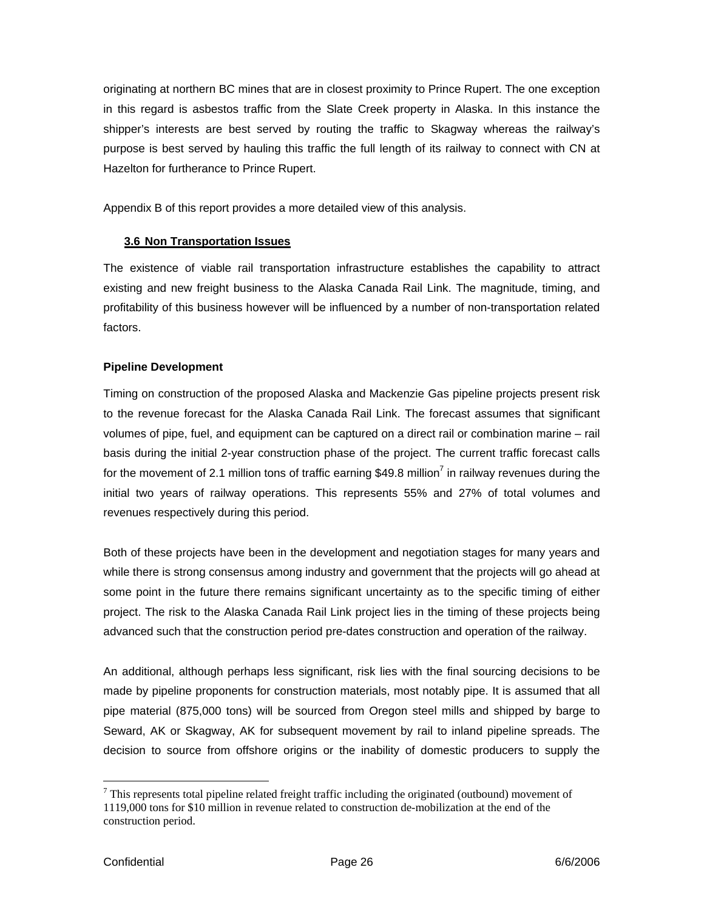originating at northern BC mines that are in closest proximity to Prince Rupert. The one exception in this regard is asbestos traffic from the Slate Creek property in Alaska. In this instance the shipper's interests are best served by routing the traffic to Skagway whereas the railway's purpose is best served by hauling this traffic the full length of its railway to connect with CN at Hazelton for furtherance to Prince Rupert.

Appendix B of this report provides a more detailed view of this analysis.

### 3.6 Non Transportation Issues

The existence of viable rail transportation infrastructure establishes the capability to attract existing and new freight business to the Alaska Canada Rail Link. The magnitude, timing, and profitability of this business however will be influenced by a number of non-transportation related factors.

**Pipeline Development**

Timing on construction of the proposed Alaska and Mackenzie Gas pipeline projects present risk to the revenue forecast for the Alaska Canada Rail Link. The forecast assumes that significant volumes of pipe, fuel, and equipment can be captured on a direct rail or combination marine – rail basis during the initial 2-year construction phase of the project. The current traffic forecast calls for the movement of 2.1 million tons of traffic earning \$49.8 million[7] in railway revenues during the initial two years of railway operations. This represents 55% and 27% of total volumes and revenues respectively during this period.

Both of these projects have been in the development and negotiation stages for many years and while there is strong consensus among industry and government that the projects will go ahead at some point in the future there remains significant uncertainty as to the specific timing of either project. The risk to the Alaska Canada Rail Link project lies in the timing of these projects being advanced such that the construction period pre-dates construction and operation of the railway.

An additional, although perhaps less significant, risk lies with the final sourcing decisions to be made by pipeline proponents for construction materials, most notably pipe. It is assumed that all pipe material (875,000 tons) will be sourced from Oregon steel mills and shipped by barge to Seward, AK or Skagway, AK for subsequent movement by rail to inland pipeline spreads. The decision to source from offshore origins or the inability of domestic producers to supply the

---

[7] This represents total pipeline related freight traffic including the originated (outbound) movement of 1119,000 tons for \$10 million in revenue related to construction de-mobilization at the end of the construction period.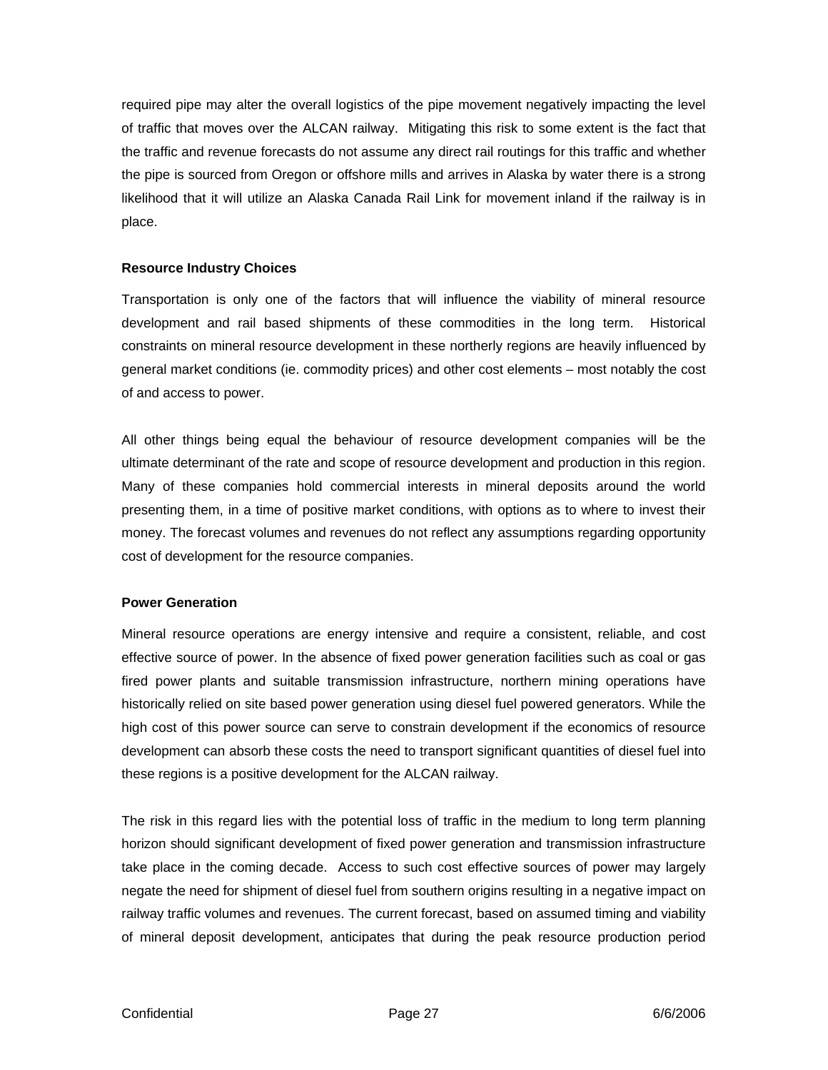required pipe may alter the overall logistics of the pipe movement negatively impacting the level of traffic that moves over the ALCAN railway. Mitigating this risk to some extent is the fact that the traffic and revenue forecasts do not assume any direct rail routings for this traffic and whether the pipe is sourced from Oregon or offshore mills and arrives in Alaska by water there is a strong likelihood that it will utilize an Alaska Canada Rail Link for movement inland if the railway is in place.

**Resource Industry Choices**

Transportation is only one of the factors that will influence the viability of mineral resource development and rail based shipments of these commodities in the long term. Historical constraints on mineral resource development in these northerly regions are heavily influenced by general market conditions (ie. commodity prices) and other cost elements – most notably the cost of and access to power.

All other things being equal the behaviour of resource development companies will be the ultimate determinant of the rate and scope of resource development and production in this region. Many of these companies hold commercial interests in mineral deposits around the world presenting them, in a time of positive market conditions, with options as to where to invest their money. The forecast volumes and revenues do not reflect any assumptions regarding opportunity cost of development for the resource companies.

**Power Generation**

Mineral resource operations are energy intensive and require a consistent, reliable, and cost effective source of power. In the absence of fixed power generation facilities such as coal or gas fired power plants and suitable transmission infrastructure, northern mining operations have historically relied on site based power generation using diesel fuel powered generators. While the high cost of this power source can serve to constrain development if the economics of resource development can absorb these costs the need to transport significant quantities of diesel fuel into these regions is a positive development for the ALCAN railway.

The risk in this regard lies with the potential loss of traffic in the medium to long term planning horizon should significant development of fixed power generation and transmission infrastructure take place in the coming decade. Access to such cost effective sources of power may largely negate the need for shipment of diesel fuel from southern origins resulting in a negative impact on railway traffic volumes and revenues. The current forecast, based on assumed timing and viability of mineral deposit development, anticipates that during the peak resource production period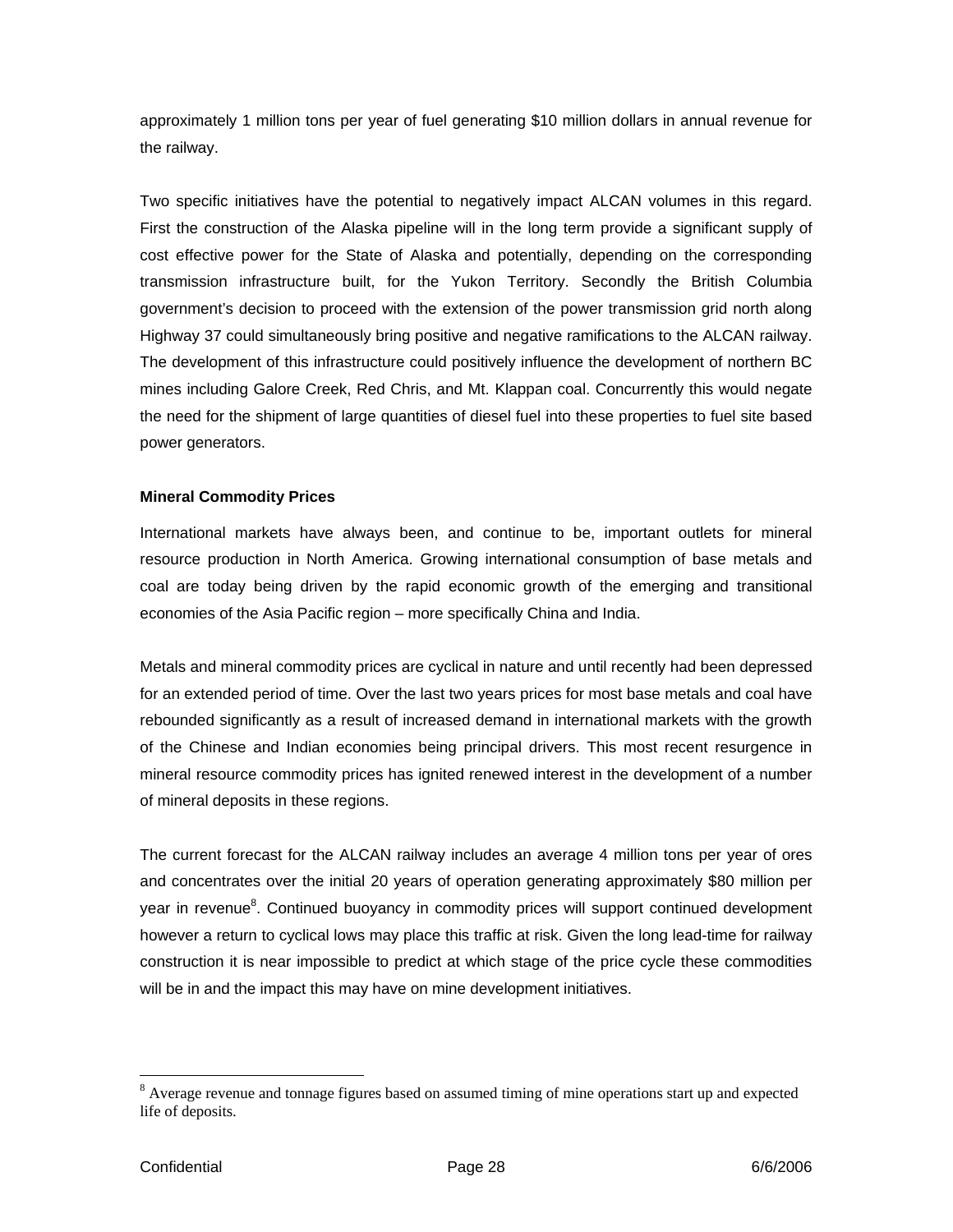approximately 1 million tons per year of fuel generating $10 million dollars in annual revenue for the railway.

Two specific initiatives have the potential to negatively impact ALCAN volumes in this regard. First the construction of the Alaska pipeline will in the long term provide a significant supply of cost effective power for the State of Alaska and potentially, depending on the corresponding transmission infrastructure built, for the Yukon Territory. Secondly the British Columbia government's decision to proceed with the extension of the power transmission grid north along Highway 37 could simultaneously bring positive and negative ramifications to the ALCAN railway. The development of this infrastructure could positively influence the development of northern BC mines including Galore Creek, Red Chris, and Mt. Klappan coal. Concurrently this would negate the need for the shipment of large quantities of diesel fuel into these properties to fuel site based power generators.

**Mineral Commodity Prices**

International markets have always been, and continue to be, important outlets for mineral resource production in North America. Growing international consumption of base metals and coal are today being driven by the rapid economic growth of the emerging and transitional economies of the Asia Pacific region – more specifically China and India.

Metals and mineral commodity prices are cyclical in nature and until recently had been depressed for an extended period of time. Over the last two years prices for most base metals and coal have rebounded significantly as a result of increased demand in international markets with the growth of the Chinese and Indian economies being principal drivers. This most recent resurgence in mineral resource commodity prices has ignited renewed interest in the development of a number of mineral deposits in these regions.

The current forecast for the ALCAN railway includes an average 4 million tons per year of ores and concentrates over the initial 20 years of operation generating approximately $80 million per year in revenue[8]. Continued buoyancy in commodity prices will support continued development however a return to cyclical lows may place this traffic at risk. Given the long lead-time for railway construction it is near impossible to predict at which stage of the price cycle these commodities will be in and the impact this may have on mine development initiatives.

---

[8] Average revenue and tonnage figures based on assumed timing of mine operations start up and expected life of deposits.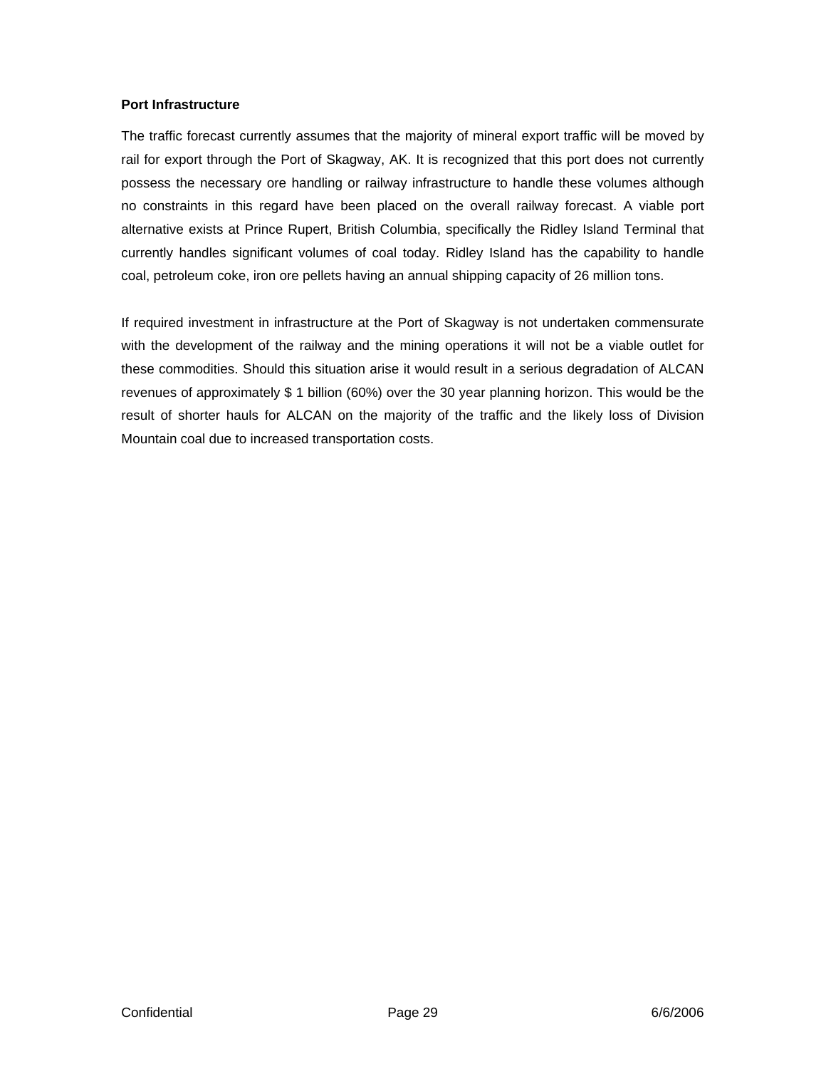**Port Infrastructure**

The traffic forecast currently assumes that the majority of mineral export traffic will be moved by rail for export through the Port of Skagway, AK. It is recognized that this port does not currently possess the necessary ore handling or railway infrastructure to handle these volumes although no constraints in this regard have been placed on the overall railway forecast. A viable port alternative exists at Prince Rupert, British Columbia, specifically the Ridley Island Terminal that currently handles significant volumes of coal today. Ridley Island has the capability to handle coal, petroleum coke, iron ore pellets having an annual shipping capacity of 26 million tons.

If required investment in infrastructure at the Port of Skagway is not undertaken commensurate with the development of the railway and the mining operations it will not be a viable outlet for these commodities. Should this situation arise it would result in a serious degradation of ALCAN revenues of approximately $ 1 billion (60%) over the 30 year planning horizon. This would be the result of shorter hauls for ALCAN on the majority of the traffic and the likely loss of Division Mountain coal due to increased transportation costs.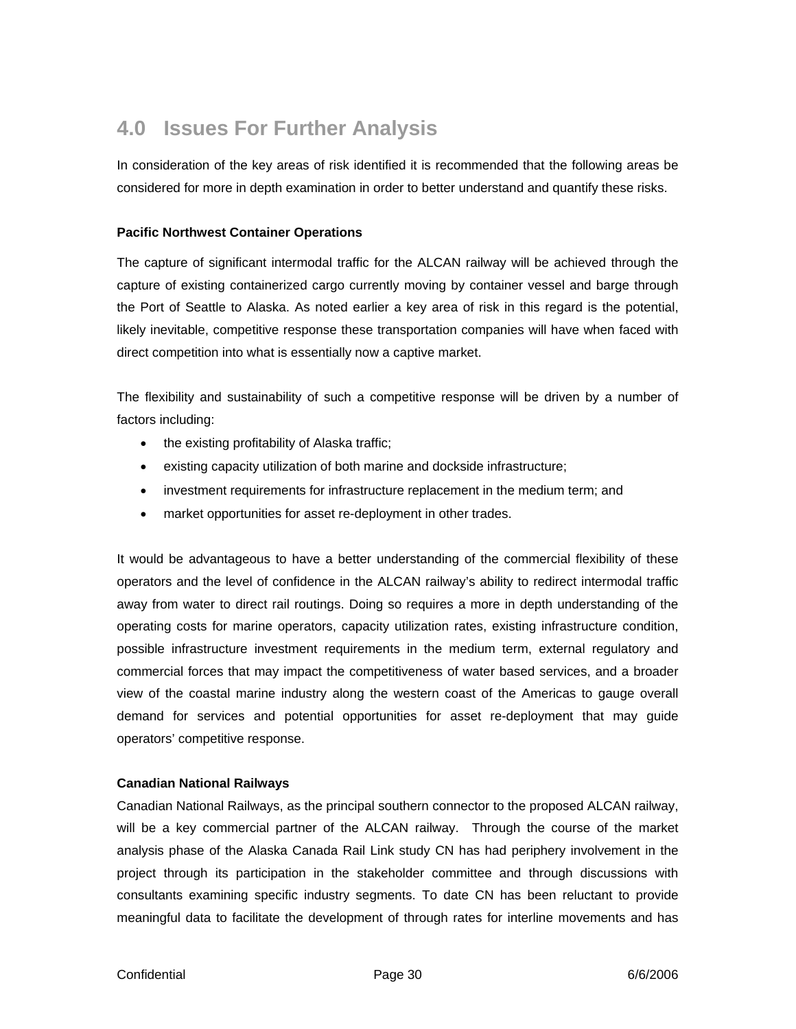# 4.0 Issues For Further Analysis

In consideration of the key areas of risk identified it is recommended that the following areas be considered for more in depth examination in order to better understand and quantify these risks.

**Pacific Northwest Container Operations**

The capture of significant intermodal traffic for the ALCAN railway will be achieved through the capture of existing containerized cargo currently moving by container vessel and barge through the Port of Seattle to Alaska. As noted earlier a key area of risk in this regard is the potential, likely inevitable, competitive response these transportation companies will have when faced with direct competition into what is essentially now a captive market.

The flexibility and sustainability of such a competitive response will be driven by a number of factors including:

- the existing profitability of Alaska traffic;
- existing capacity utilization of both marine and dockside infrastructure;
- investment requirements for infrastructure replacement in the medium term; and
- market opportunities for asset re-deployment in other trades.

It would be advantageous to have a better understanding of the commercial flexibility of these operators and the level of confidence in the ALCAN railway's ability to redirect intermodal traffic away from water to direct rail routings. Doing so requires a more in depth understanding of the operating costs for marine operators, capacity utilization rates, existing infrastructure condition, possible infrastructure investment requirements in the medium term, external regulatory and commercial forces that may impact the competitiveness of water based services, and a broader view of the coastal marine industry along the western coast of the Americas to gauge overall demand for services and potential opportunities for asset re-deployment that may guide operators' competitive response.

**Canadian National Railways**

Canadian National Railways, as the principal southern connector to the proposed ALCAN railway, will be a key commercial partner of the ALCAN railway. Through the course of the market analysis phase of the Alaska Canada Rail Link study CN has had periphery involvement in the project through its participation in the stakeholder committee and through discussions with consultants examining specific industry segments. To date CN has been reluctant to provide meaningful data to facilitate the development of through rates for interline movements and has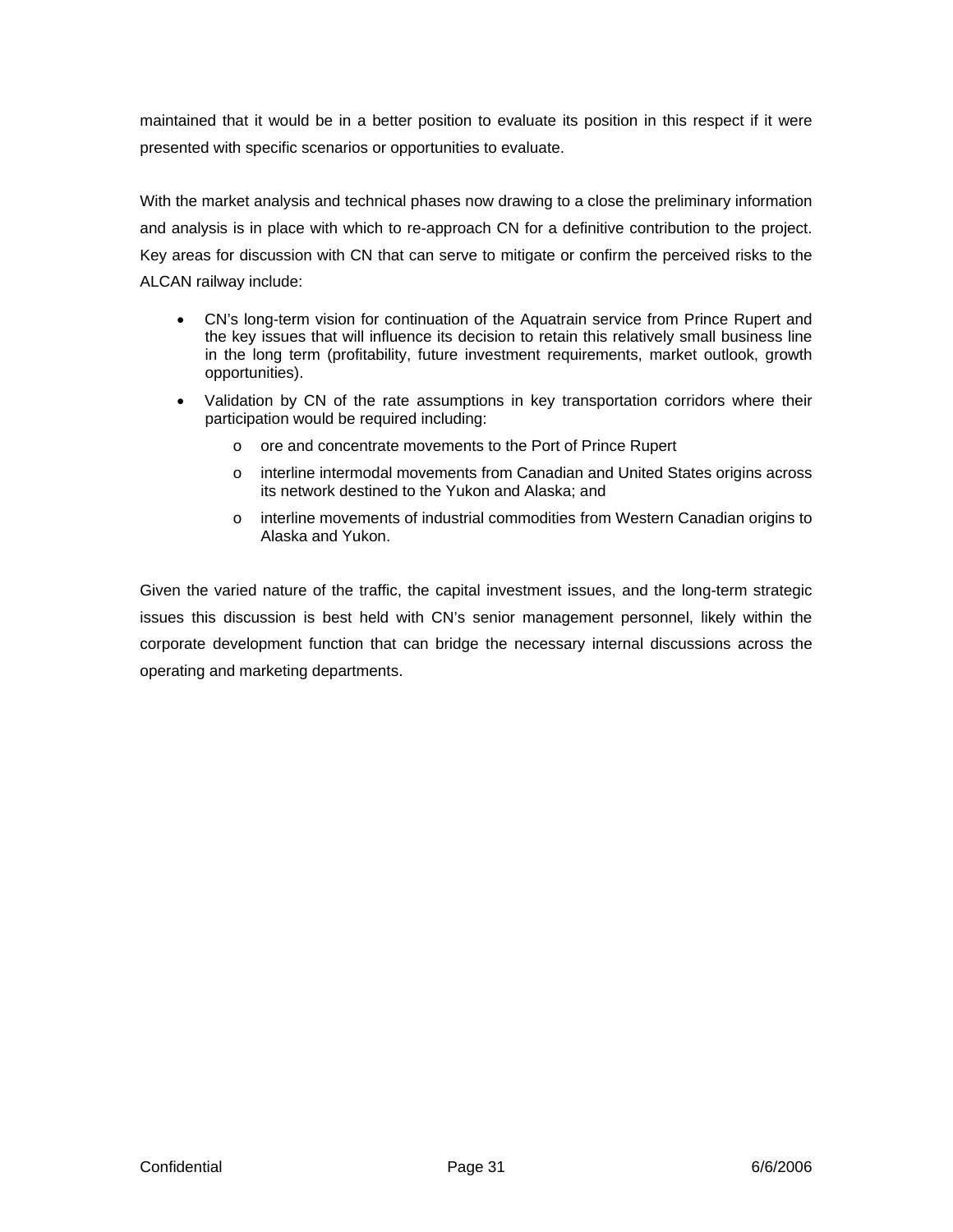maintained that it would be in a better position to evaluate its position in this respect if it were presented with specific scenarios or opportunities to evaluate.

With the market analysis and technical phases now drawing to a close the preliminary information and analysis is in place with which to re-approach CN for a definitive contribution to the project. Key areas for discussion with CN that can serve to mitigate or confirm the perceived risks to the ALCAN railway include:

- CN's long-term vision for continuation of the Aquatrain service from Prince Rupert and the key issues that will influence its decision to retain this relatively small business line in the long term (profitability, future investment requirements, market outlook, growth opportunities).
- Validation by CN of the rate assumptions in key transportation corridors where their participation would be required including:
  - ore and concentrate movements to the Port of Prince Rupert
  - interline intermodal movements from Canadian and United States origins across its network destined to the Yukon and Alaska; and
  - interline movements of industrial commodities from Western Canadian origins to Alaska and Yukon.

Given the varied nature of the traffic, the capital investment issues, and the long-term strategic issues this discussion is best held with CN's senior management personnel, likely within the corporate development function that can bridge the necessary internal discussions across the operating and marketing departments.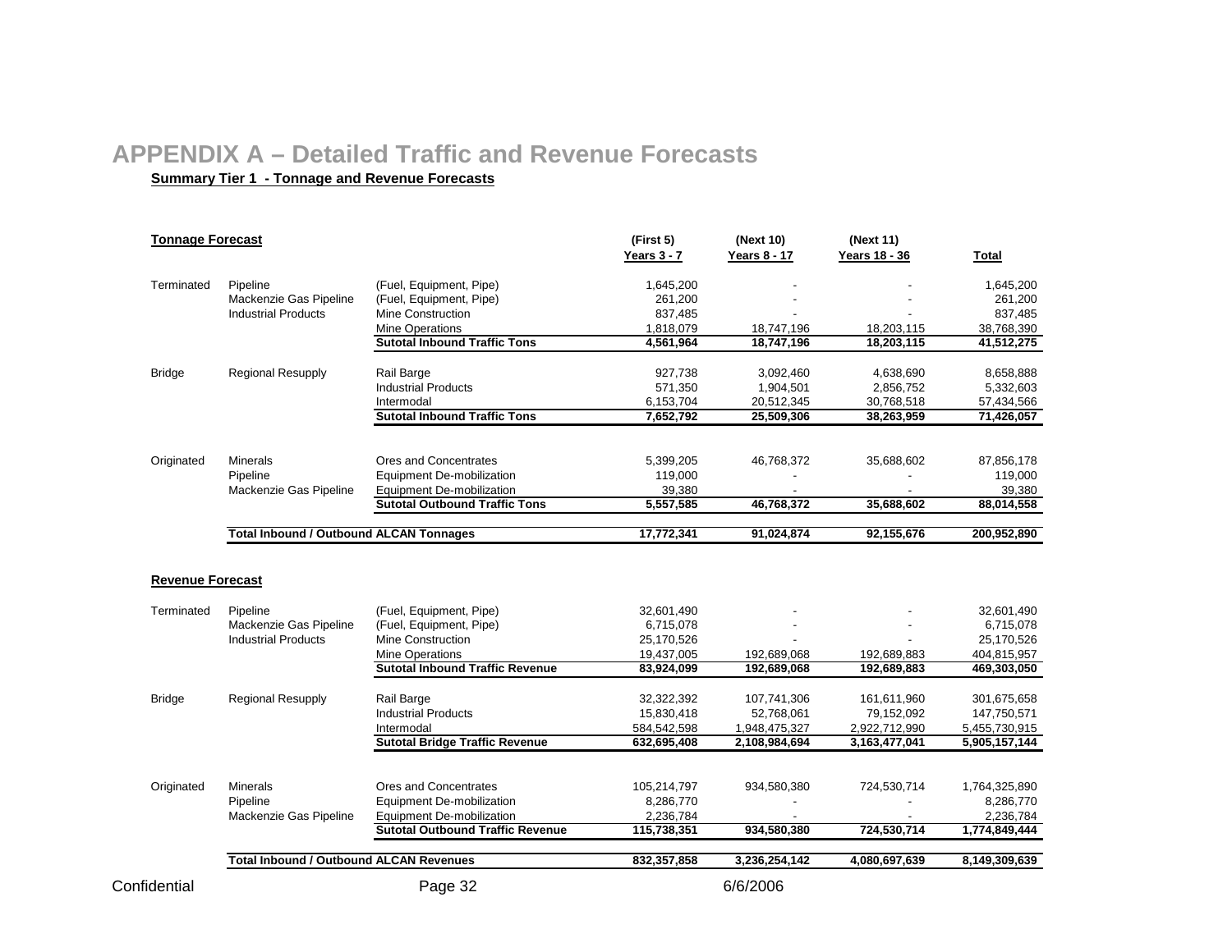# APPENDIX A – Detailed Traffic and Revenue Forecasts

**Summary Tier 1 - Tonnage and Revenue Forecasts**

**Tonnage Forecast**

| | | | (First 5) Years 3 - 7 | (Next 10) Years 8 - 17 | (Next 11) Years 18 - 36 | Total |
|---|---|---|---|---|---|---|
| Terminated | Pipeline | (Fuel, Equipment, Pipe) | 1,645,200 | - | - | 1,645,200 |
| | Mackenzie Gas Pipeline | (Fuel, Equipment, Pipe) | 261,200 | - | - | 261,200 |
| | Industrial Products | Mine Construction | 837,485 | - | - | 837,485 |
| | | Mine Operations | 1,818,079 | 18,747,196 | 18,203,115 | 38,768,390 |
| | | **Sutotal Inbound Traffic Tons** | **4,561,964** | **18,747,196** | **18,203,115** | **41,512,275** |
| Bridge | Regional Resupply | Rail Barge | 927,738 | 3,092,460 | 4,638,690 | 8,658,888 |
| | | Industrial Products | 571,350 | 1,904,501 | 2,856,752 | 5,332,603 |
| | | Intermodal | 6,153,704 | 20,512,345 | 30,768,518 | 57,434,566 |
| | | **Sutotal Inbound Traffic Tons** | **7,652,792** | **25,509,306** | **38,263,959** | **71,426,057** |
| Originated | Minerals | Ores and Concentrates | 5,399,205 | 46,768,372 | 35,688,602 | 87,856,178 |
| | Pipeline | Equipment De-mobilization | 119,000 | - | - | 119,000 |
| | Mackenzie Gas Pipeline | Equipment De-mobilization | 39,380 | - | - | 39,380 |
| | | **Sutotal Outbound Traffic Tons** | **5,557,585** | **46,768,372** | **35,688,602** | **88,014,558** |
| | **Total Inbound / Outbound ALCAN Tonnages** | | **17,772,341** | **91,024,874** | **92,155,676** | **200,952,890** |

**Revenue Forecast**

| | | | (First 5) Years 3 - 7 | (Next 10) Years 8 - 17 | (Next 11) Years 18 - 36 | Total |
|---|---|---|---|---|---|---|
| Terminated | Pipeline | (Fuel, Equipment, Pipe) | 32,601,490 | - | - | 32,601,490 |
| | Mackenzie Gas Pipeline | (Fuel, Equipment, Pipe) | 6,715,078 | - | - | 6,715,078 |
| | Industrial Products | Mine Construction | 25,170,526 | - | - | 25,170,526 |
| | | Mine Operations | 19,437,005 | 192,689,068 | 192,689,883 | 404,815,957 |
| | | **Sutotal Inbound Traffic Revenue** | **83,924,099** | **192,689,068** | **192,689,883** | **469,303,050** |
| Bridge | Regional Resupply | Rail Barge | 32,322,392 | 107,741,306 | 161,611,960 | 301,675,658 |
| | | Industrial Products | 15,830,418 | 52,768,061 | 79,152,092 | 147,750,571 |
| | | Intermodal | 584,542,598 | 1,948,475,327 | 2,922,712,990 | 5,455,730,915 |
| | | **Sutotal Bridge Traffic Revenue** | **632,695,408** | **2,108,984,694** | **3,163,477,041** | **5,905,157,144** |
| Originated | Minerals | Ores and Concentrates | 105,214,797 | 934,580,380 | 724,530,714 | 1,764,325,890 |
| | Pipeline | Equipment De-mobilization | 8,286,770 | - | - | 8,286,770 |
| | Mackenzie Gas Pipeline | Equipment De-mobilization | 2,236,784 | - | - | 2,236,784 |
| | | **Sutotal Outbound Traffic Revenue** | **115,738,351** | **934,580,380** | **724,530,714** | **1,774,849,444** |
| | **Total Inbound / Outbound ALCAN Revenues** | | **832,357,858** | **3,236,254,142** | **4,080,697,639** | **8,149,309,639** |

Confidential 6/6/2006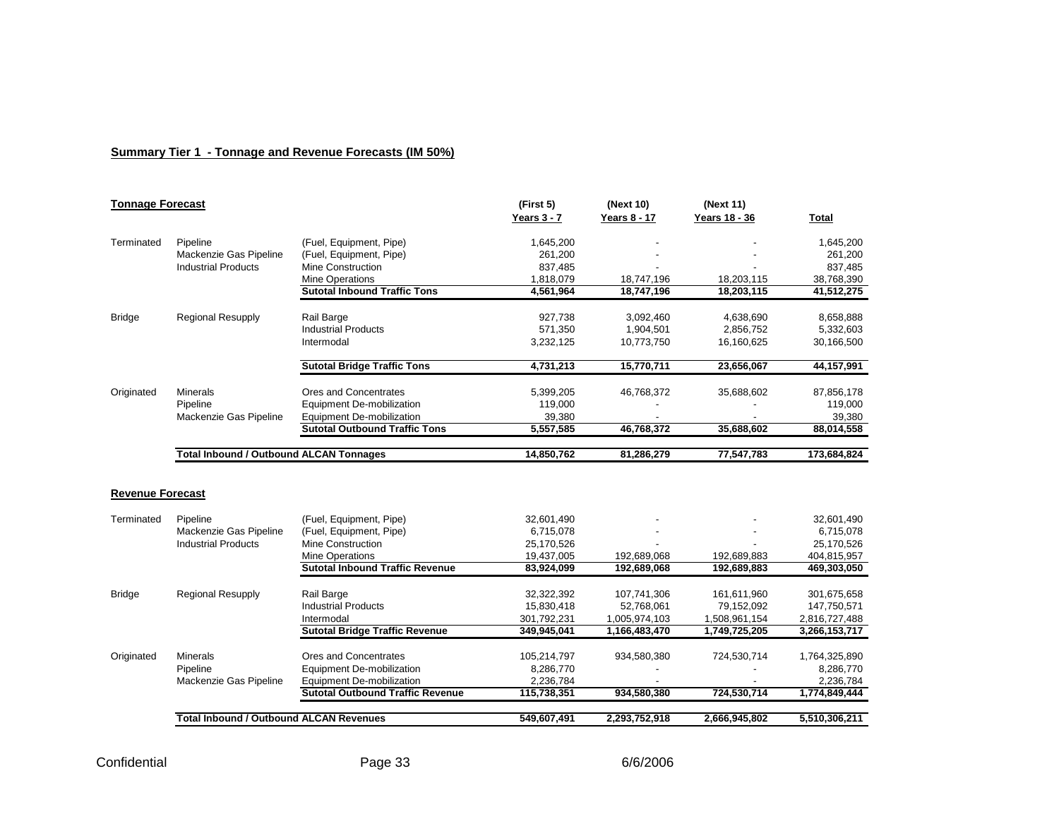**Summary Tier 1 - Tonnage and Revenue Forecasts (IM 50%)**

**Tonnage Forecast**

| | | | (First 5) Years 3 - 7 | (Next 10) Years 8 - 17 | (Next 11) Years 18 - 36 | Total |
|---|---|---|---|---|---|---|
| Terminated | Pipeline | (Fuel, Equipment, Pipe) | 1,645,200 | - | - | 1,645,200 |
| | Mackenzie Gas Pipeline | (Fuel, Equipment, Pipe) | 261,200 | - | - | 261,200 |
| | Industrial Products | Mine Construction | 837,485 | - | - | 837,485 |
| | | Mine Operations | 1,818,079 | 18,747,196 | 18,203,115 | 38,768,390 |
| | | **Sutotal Inbound Traffic Tons** | **4,561,964** | **18,747,196** | **18,203,115** | **41,512,275** |
| Bridge | Regional Resupply | Rail Barge | 927,738 | 3,092,460 | 4,638,690 | 8,658,888 |
| | | Industrial Products | 571,350 | 1,904,501 | 2,856,752 | 5,332,603 |
| | | Intermodal | 3,232,125 | 10,773,750 | 16,160,625 | 30,166,500 |
| | | **Sutotal Bridge Traffic Tons** | **4,731,213** | **15,770,711** | **23,656,067** | **44,157,991** |
| Originated | Minerals | Ores and Concentrates | 5,399,205 | 46,768,372 | 35,688,602 | 87,856,178 |
| | Pipeline | Equipment De-mobilization | 119,000 | - | - | 119,000 |
| | Mackenzie Gas Pipeline | Equipment De-mobilization | 39,380 | - | - | 39,380 |
| | | **Sutotal Outbound Traffic Tons** | **5,557,585** | **46,768,372** | **35,688,602** | **88,014,558** |
| | **Total Inbound / Outbound ALCAN Tonnages** | | **14,850,762** | **81,286,279** | **77,547,783** | **173,684,824** |

**Revenue Forecast**

| | | | (First 5) Years 3 - 7 | (Next 10) Years 8 - 17 | (Next 11) Years 18 - 36 | Total |
|---|---|---|---|---|---|---|
| Terminated | Pipeline | (Fuel, Equipment, Pipe) | 32,601,490 | - | - | 32,601,490 |
| | Mackenzie Gas Pipeline | (Fuel, Equipment, Pipe) | 6,715,078 | - | - | 6,715,078 |
| | Industrial Products | Mine Construction | 25,170,526 | - | - | 25,170,526 |
| | | Mine Operations | 19,437,005 | 192,689,068 | 192,689,883 | 404,815,957 |
| | | **Sutotal Inbound Traffic Revenue** | **83,924,099** | **192,689,068** | **192,689,883** | **469,303,050** |
| Bridge | Regional Resupply | Rail Barge | 32,322,392 | 107,741,306 | 161,611,960 | 301,675,658 |
| | | Industrial Products | 15,830,418 | 52,768,061 | 79,152,092 | 147,750,571 |
| | | Intermodal | 301,792,231 | 1,005,974,103 | 1,508,961,154 | 2,816,727,488 |
| | | **Sutotal Bridge Traffic Revenue** | **349,945,041** | **1,166,483,470** | **1,749,725,205** | **3,266,153,717** |
| Originated | Minerals | Ores and Concentrates | 105,214,797 | 934,580,380 | 724,530,714 | 1,764,325,890 |
| | Pipeline | Equipment De-mobilization | 8,286,770 | - | - | 8,286,770 |
| | Mackenzie Gas Pipeline | Equipment De-mobilization | 2,236,784 | - | - | 2,236,784 |
| | | **Sutotal Outbound Traffic Revenue** | **115,738,351** | **934,580,380** | **724,530,714** | **1,774,849,444** |
| | **Total Inbound / Outbound ALCAN Revenues** | | **549,607,491** | **2,293,752,918** | **2,666,945,802** | **5,510,306,211** |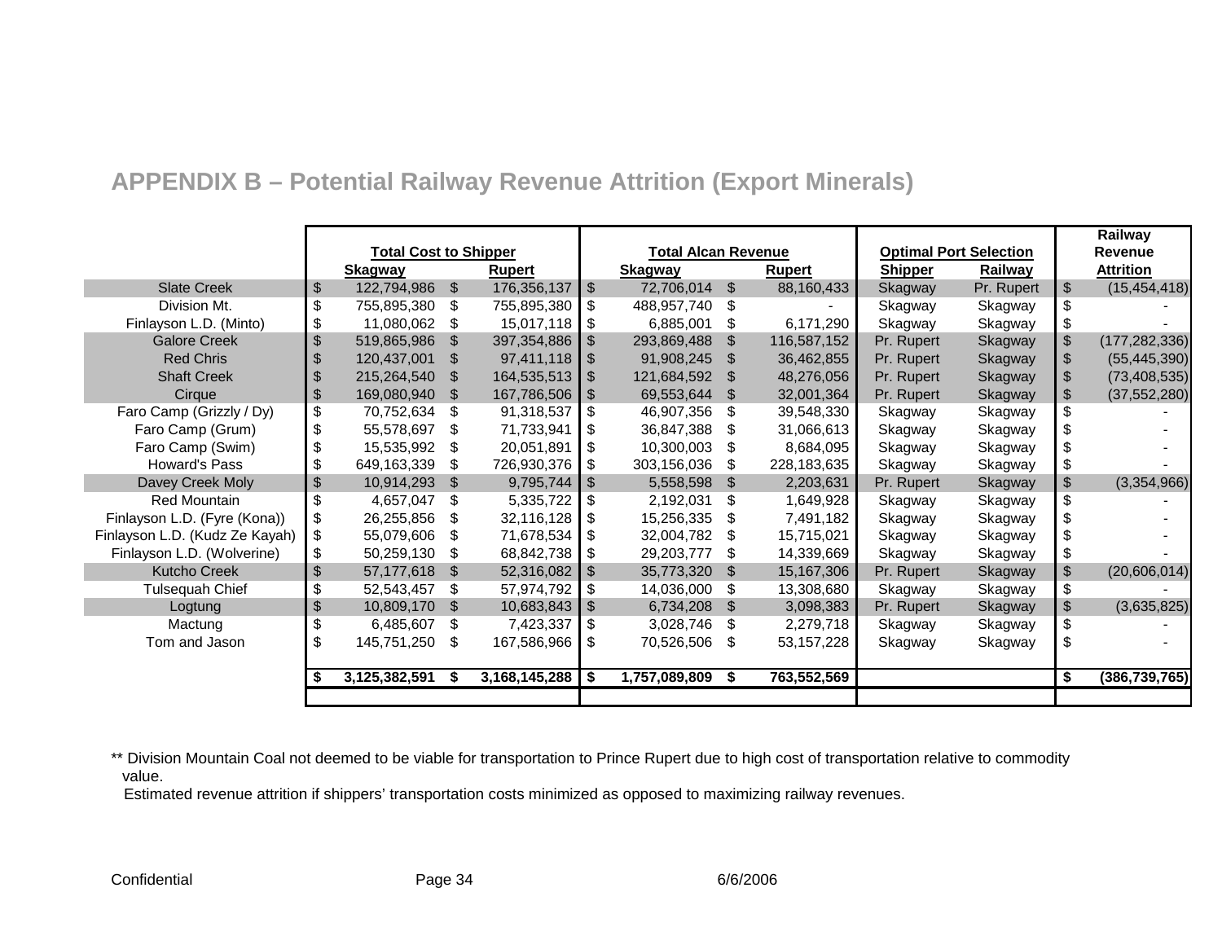## APPENDIX B – Potential Railway Revenue Attrition (Export Minerals)

| | Total Cost to Shipper | | Total Alcan Revenue | | Optimal Port Selection | | Railway Revenue |
|---|---|---|---|---|---|---|---|
| | Skagway | Rupert | Skagway | Rupert | Shipper | Railway | Attrition |
| Slate Creek | $ 122,794,986 | $ 176,356,137 | $ 72,706,014 | $ 88,160,433 | Skagway | Pr. Rupert | $ (15,454,418) |
| Division Mt. | $ 755,895,380 | $ 755,895,380 | $ 488,957,740 | $ - | Skagway | Skagway | $ - |
| Finlayson L.D. (Minto) | $ 11,080,062 | $ 15,017,118 | $ 6,885,001 | $ 6,171,290 | Skagway | Skagway | $ - |
| Galore Creek | $ 519,865,986 | $ 397,354,886 | $ 293,869,488 | $ 116,587,152 | Pr. Rupert | Skagway | $ (177,282,336) |
| Red Chris | $ 120,437,001 | $ 97,411,118 | $ 91,908,245 | $ 36,462,855 | Pr. Rupert | Skagway | $ (55,445,390) |
| Shaft Creek | $ 215,264,540 | $ 164,535,513 | $ 121,684,592 | $ 48,276,056 | Pr. Rupert | Skagway | $ (73,408,535) |
| Cirque | $ 169,080,940 | $ 167,786,506 | $ 69,553,644 | $ 32,001,364 | Pr. Rupert | Skagway | $ (37,552,280) |
| Faro Camp (Grizzly / Dy) | $ 70,752,634 | $ 91,318,537 | $ 46,907,356 | $ 39,548,330 | Skagway | Skagway | $ - |
| Faro Camp (Grum) | $ 55,578,697 | $ 71,733,941 | $ 36,847,388 | $ 31,066,613 | Skagway | Skagway | $ - |
| Faro Camp (Swim) | $ 15,535,992 | $ 20,051,891 | $ 10,300,003 | $ 8,684,095 | Skagway | Skagway | $ - |
| Howard's Pass | $ 649,163,339 | $ 726,930,376 | $ 303,156,036 | $ 228,183,635 | Skagway | Skagway | $ - |
| Davey Creek Moly | $ 10,914,293 | $ 9,795,744 | $ 5,558,598 | $ 2,203,631 | Pr. Rupert | Skagway | $ (3,354,966) |
| Red Mountain | $ 4,657,047 | $ 5,335,722 | $ 2,192,031 | $ 1,649,928 | Skagway | Skagway | $ - |
| Finlayson L.D. (Fyre (Kona)) | $ 26,255,856 | $ 32,116,128 | $ 15,256,335 | $ 7,491,182 | Skagway | Skagway | $ - |
| Finlayson L.D. (Kudz Ze Kayah) | $ 55,079,606 | $ 71,678,534 | $ 32,004,782 | $ 15,715,021 | Skagway | Skagway | $ - |
| Finlayson L.D. (Wolverine) | $ 50,259,130 | $ 68,842,738 | $ 29,203,777 | $ 14,339,669 | Skagway | Skagway | $ - |
| Kutcho Creek | $ 57,177,618 | $ 52,316,082 | $ 35,773,320 | $ 15,167,306 | Pr. Rupert | Skagway | $ (20,606,014) |
| Tulsequah Chief | $ 52,543,457 | $ 57,974,792 | $ 14,036,000 | $ 13,308,680 | Skagway | Skagway | $ - |
| Logtung | $ 10,809,170 | $ 10,683,843 | $ 6,734,208 | $ 3,098,383 | Pr. Rupert | Skagway | $ (3,635,825) |
| Mactung | $ 6,485,607 | $ 7,423,337 | $ 3,028,746 | $ 2,279,718 | Skagway | Skagway | $ - |
| Tom and Jason | $ 145,751,250 | $ 167,586,966 | $ 70,526,506 | $ 53,157,228 | Skagway | Skagway | $ - |
| | **$ 3,125,382,591** | **$ 3,168,145,288** | **$ 1,757,089,809** | **$ 763,552,569** | | | **$ (386,739,765)** |

** Division Mountain Coal not deemed to be viable for transportation to Prince Rupert due to high cost of transportation relative to commodity value.

Estimated revenue attrition if shippers' transportation costs minimized as opposed to maximizing railway revenues.

Confidential 6/6/2006